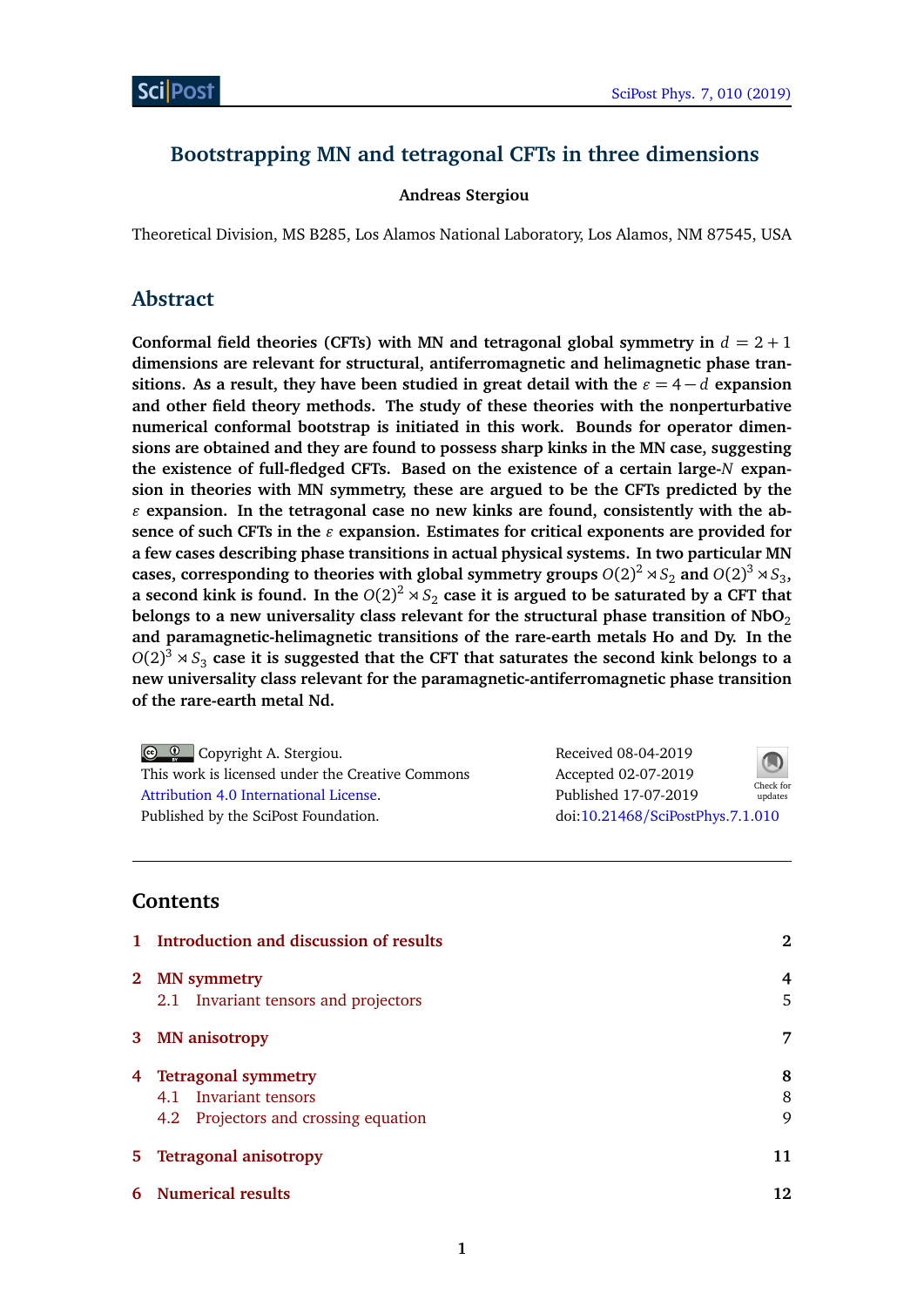# Bootstrapping MN and tetragonal CFTs in three dimensions

**Andreas Stergiou**

Theoretical Division, MS B285, Los Alamos National Laboratory, Los Alamos, NM 87545, USA

## Abstract

**Conformal field theories (CFTs) with MN and tetragonal global symmetry in $d = 2+1$ dimensions are relevant for structural, antiferromagnetic and helimagnetic phase transitions. As a result, they have been studied in great detail with the $\varepsilon = 4-d$ expansion and other field theory methods. The study of these theories with the nonperturbative numerical conformal bootstrap is initiated in this work. Bounds for operator dimensions are obtained and they are found to possess sharp kinks in the MN case, suggesting the existence of full-fledged CFTs. Based on the existence of a certain large-$N$ expansion in theories with MN symmetry, these are argued to be the CFTs predicted by the $\varepsilon$ expansion. In the tetragonal case no new kinks are found, consistently with the absence of such CFTs in the $\varepsilon$ expansion. Estimates for critical exponents are provided for a few cases describing phase transitions in actual physical systems. In two particular MN cases, corresponding to theories with global symmetry groups $O(2)^2 \rtimes S_2$ and $O(2)^3 \rtimes S_3$, a second kink is found. In the $O(2)^2 \rtimes S_2$ case it is argued to be saturated by a CFT that belongs to a new universality class relevant for the structural phase transition of $NbO_2$ and paramagnetic-helimagnetic transitions of the rare-earth metals Ho and Dy. In the $O(2)^3 \rtimes S_3$ case it is suggested that the CFT that saturates the second kink belongs to a new universality class relevant for the paramagnetic-antiferromagnetic phase transition of the rare-earth metal Nd.**

Copyright A. Stergiou.
This work is licensed under the Creative Commons Attribution 4.0 International License.
Published by the SciPost Foundation.

Received 08-04-2019
Accepted 02-07-2019
Published 17-07-2019
doi:10.21468/SciPostPhys.7.1.010

---

## Contents

| | | |
|---|---|---|
| 1 | Introduction and discussion of results | 2 |
| 2 | MN symmetry | 4 |
| | 2.1 Invariant tensors and projectors | 5 |
| 3 | MN anisotropy | 7 |
| 4 | Tetragonal symmetry | 8 |
| | 4.1 Invariant tensors | 8 |
| | 4.2 Projectors and crossing equation | 9 |
| 5 | Tetragonal anisotropy | 11 |
| 6 | Numerical results | 12 |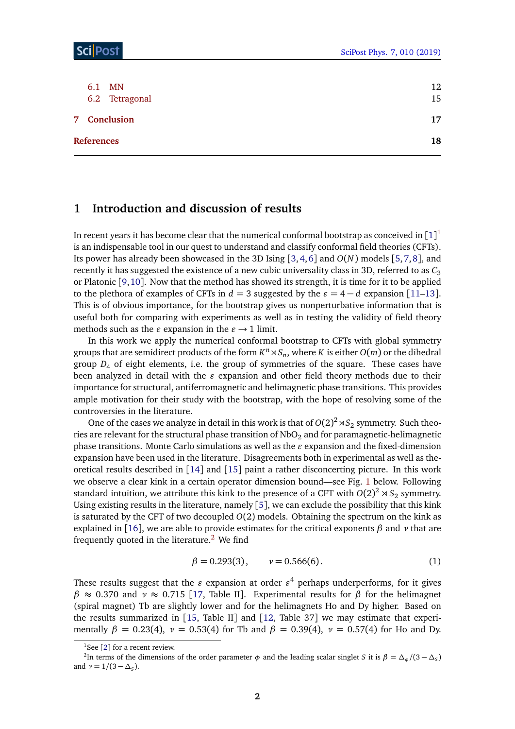6.1 MN 12
6.2 Tetragonal 15

7 Conclusion 17

References 18

## 1 Introduction and discussion of results

In recent years it has become clear that the numerical conformal bootstrap as conceived in [1][1] is an indispensable tool in our quest to understand and classify conformal field theories (CFTs). Its power has already been showcased in the 3D Ising [3,4,6] and $O(N)$ models [5,7,8], and recently it has suggested the existence of a new cubic universality class in 3D, referred to as $C_3$ or Platonic [9,10]. Now that the method has showed its strength, it is time for it to be applied to the plethora of examples of CFTs in $d=3$ suggested by the $\varepsilon=4-d$ expansion [11–13]. This is of obvious importance, for the bootstrap gives us nonperturbative information that is useful both for comparing with experiments as well as in testing the validity of field theory methods such as the $\varepsilon$ expansion in the $\varepsilon\to 1$ limit.

In this work we apply the numerical conformal bootstrap to CFTs with global symmetry groups that are semidirect products of the form $K^n \rtimes S_n$, where $K$ is either $O(m)$ or the dihedral group $D_4$ of eight elements, i.e. the group of symmetries of the square. These cases have been analyzed in detail with the $\varepsilon$ expansion and other field theory methods due to their importance for structural, antiferromagnetic and helimagnetic phase transitions. This provides ample motivation for their study with the bootstrap, with the hope of resolving some of the controversies in the literature.

One of the cases we analyze in detail in this work is that of $O(2)^2 \rtimes S_2$ symmetry. Such theories are relevant for the structural phase transition of $NbO_2$ and for paramagnetic-helimagnetic phase transitions. Monte Carlo simulations as well as the $\varepsilon$ expansion and the fixed-dimension expansion have been used in the literature. Disagreements both in experimental as well as theoretical results described in [14] and [15] paint a rather disconcerting picture. In this work we observe a clear kink in a certain operator dimension bound—see Fig. 1 below. Following standard intuition, we attribute this kink to the presence of a CFT with $O(2)^2 \rtimes S_2$ symmetry. Using existing results in the literature, namely [5], we can exclude the possibility that this kink is saturated by the CFT of two decoupled $O(2)$ models. Obtaining the spectrum on the kink as explained in [16], we are able to provide estimates for the critical exponents $\beta$ and $\nu$ that are frequently quoted in the literature.[2] We find

$$\beta = 0.293(3)\,, \qquad \nu = 0.566(6)\,. \tag{1}$$

These results suggest that the $\varepsilon$ expansion at order $\varepsilon^4$ perhaps underperforms, for it gives $\beta\approx 0.370$ and $\nu\approx 0.715$ [17, Table II]. Experimental results for $\beta$ for the helimagnet (spiral magnet) Tb are slightly lower and for the helimagnets Ho and Dy higher. Based on the results summarized in [15, Table II] and [12, Table 37] we may estimate that experimentally $\beta=0.23(4)$, $\nu=0.53(4)$ for Tb and $\beta=0.39(4)$, $\nu=0.57(4)$ for Ho and Dy.

---

[1] See [2] for a recent review.

[2] In terms of the dimensions of the order parameter $\phi$ and the leading scalar singlet $S$ it is $\beta=\Delta_\phi/(3-\Delta_S)$ and $\nu=1/(3-\Delta_S)$.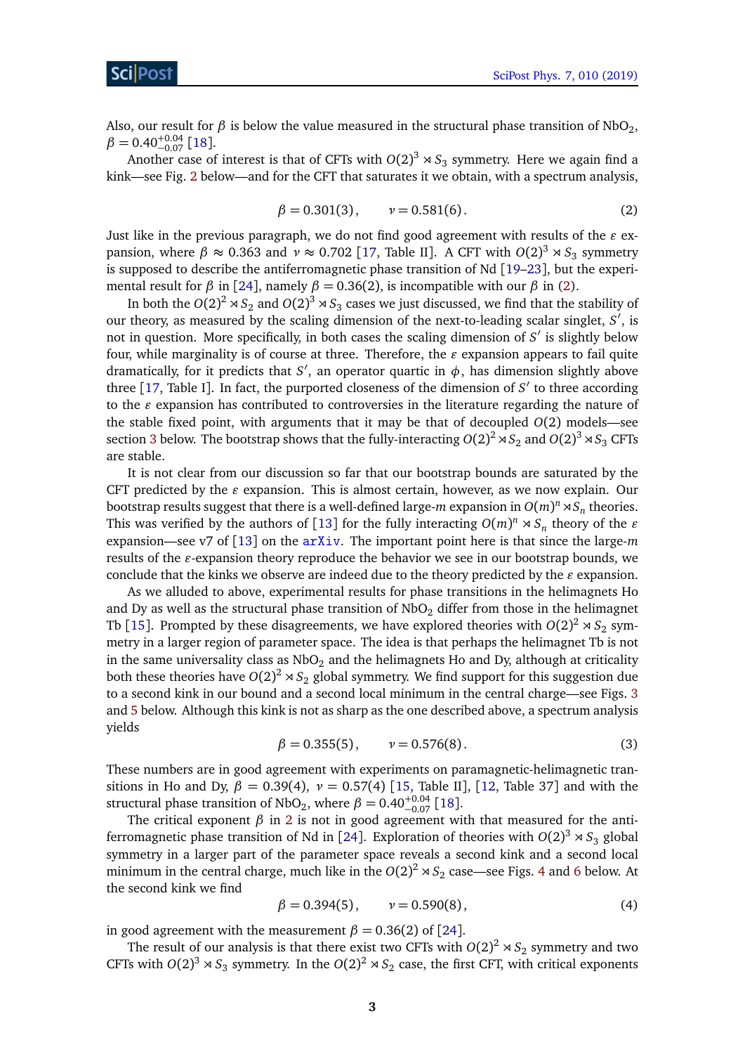Also, our result for $\beta$ is below the value measured in the structural phase transition of $NbO_2$, $\beta = 0.40^{+0.04}_{-0.07}$ [18].

Another case of interest is that of CFTs with $O(2)^3 \rtimes S_3$ symmetry. Here we again find a kink—see Fig. 2 below—and for the CFT that saturates it we obtain, with a spectrum analysis,

$$\beta = 0.301(3)\,, \qquad \nu = 0.581(6)\,. \tag{2}$$

Just like in the previous paragraph, we do not find good agreement with results of the $\varepsilon$ expansion, where $\beta \approx 0.363$ and $\nu \approx 0.702$ [17, Table II]. A CFT with $O(2)^3 \rtimes S_3$ symmetry is supposed to describe the antiferromagnetic phase transition of Nd [19–23], but the experimental result for $\beta$ in [24], namely $\beta = 0.36(2)$, is incompatible with our $\beta$ in (2).

In both the $O(2)^2 \rtimes S_2$ and $O(2)^3 \rtimes S_3$ cases we just discussed, we find that the stability of our theory, as measured by the scaling dimension of the next-to-leading scalar singlet, $S'$, is not in question. More specifically, in both cases the scaling dimension of $S'$ is slightly below four, while marginality is of course at three. Therefore, the $\varepsilon$ expansion appears to fail quite dramatically, for it predicts that $S'$, an operator quartic in $\phi$, has dimension slightly above three [17, Table I]. In fact, the purported closeness of the dimension of $S'$ to three according to the $\varepsilon$ expansion has contributed to controversies in the literature regarding the nature of the stable fixed point, with arguments that it may be that of decoupled $O(2)$ models—see section 3 below. The bootstrap shows that the fully-interacting $O(2)^2 \rtimes S_2$ and $O(2)^3 \rtimes S_3$ CFTs are stable.

It is not clear from our discussion so far that our bootstrap bounds are saturated by the CFT predicted by the $\varepsilon$ expansion. This is almost certain, however, as we now explain. Our bootstrap results suggest that there is a well-defined large-$m$ expansion in $O(m)^n \rtimes S_n$ theories. This was verified by the authors of [13] for the fully interacting $O(m)^n \rtimes S_n$ theory of the $\varepsilon$ expansion—see v7 of [13] on the arXiv. The important point here is that since the large-$m$ results of the $\varepsilon$-expansion theory reproduce the behavior we see in our bootstrap bounds, we conclude that the kinks we observe are indeed due to the theory predicted by the $\varepsilon$ expansion.

As we alluded to above, experimental results for phase transitions in the helimagnets Ho and Dy as well as the structural phase transition of $NbO_2$ differ from those in the helimagnet Tb [15]. Prompted by these disagreements, we have explored theories with $O(2)^2 \rtimes S_2$ symmetry in a larger region of parameter space. The idea is that perhaps the helimagnet Tb is not in the same universality class as $NbO_2$ and the helimagnets Ho and Dy, although at criticality both these theories have $O(2)^2 \rtimes S_2$ global symmetry. We find support for this suggestion due to a second kink in our bound and a second local minimum in the central charge—see Figs. 3 and 5 below. Although this kink is not as sharp as the one described above, a spectrum analysis yields

$$\beta = 0.355(5)\,, \qquad \nu = 0.576(8)\,. \tag{3}$$

These numbers are in good agreement with experiments on paramagnetic-helimagnetic transitions in Ho and Dy, $\beta = 0.39(4)$, $\nu = 0.57(4)$ [15, Table II], [12, Table 37] and with the structural phase transition of $NbO_2$, where $\beta = 0.40^{+0.04}_{-0.07}$ [18].

The critical exponent $\beta$ in 2 is not in good agreement with that measured for the antiferromagnetic phase transition of Nd in [24]. Exploration of theories with $O(2)^3 \rtimes S_3$ global symmetry in a larger part of the parameter space reveals a second kink and a second local minimum in the central charge, much like in the $O(2)^2 \rtimes S_2$ case—see Figs. 4 and 6 below. At the second kink we find

$$\beta = 0.394(5)\,, \qquad \nu = 0.590(8)\,, \tag{4}$$

in good agreement with the measurement $\beta = 0.36(2)$ of [24].

The result of our analysis is that there exist two CFTs with $O(2)^2 \rtimes S_2$ symmetry and two CFTs with $O(2)^3 \rtimes S_3$ symmetry. In the $O(2)^2 \rtimes S_2$ case, the first CFT, with critical exponents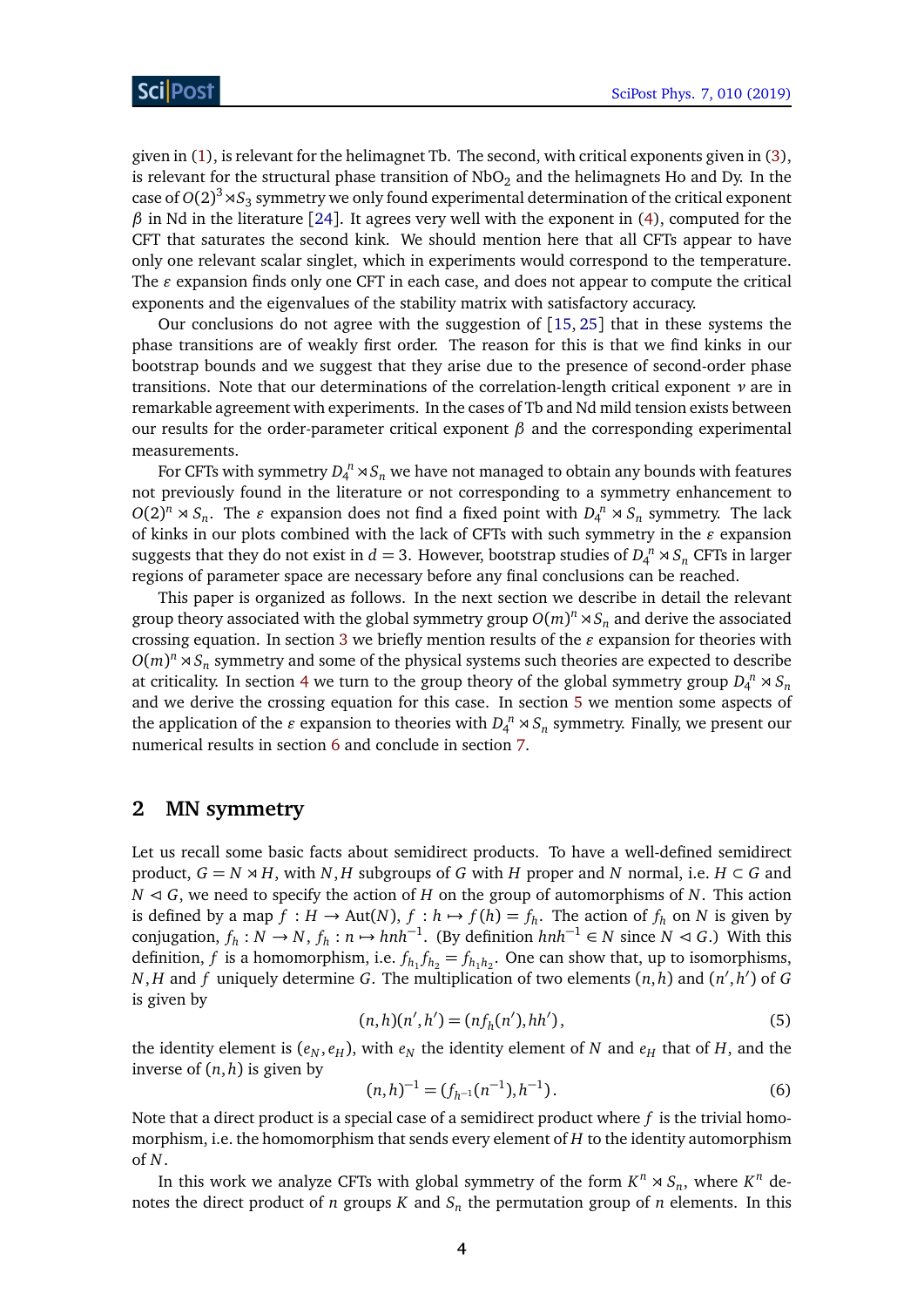given in (1), is relevant for the helimagnet Tb. The second, with critical exponents given in (3), is relevant for the structural phase transition of $NbO_2$ and the helimagnets Ho and Dy. In the case of $O(2)^3 \rtimes S_3$ symmetry we only found experimental determination of the critical exponent $\beta$ in Nd in the literature [24]. It agrees very well with the exponent in (4), computed for the CFT that saturates the second kink. We should mention here that all CFTs appear to have only one relevant scalar singlet, which in experiments would correspond to the temperature. The $\varepsilon$ expansion finds only one CFT in each case, and does not appear to compute the critical exponents and the eigenvalues of the stability matrix with satisfactory accuracy.

Our conclusions do not agree with the suggestion of [15, 25] that in these systems the phase transitions are of weakly first order. The reason for this is that we find kinks in our bootstrap bounds and we suggest that they arise due to the presence of second-order phase transitions. Note that our determinations of the correlation-length critical exponent $\nu$ are in remarkable agreement with experiments. In the cases of Tb and Nd mild tension exists between our results for the order-parameter critical exponent $\beta$ and the corresponding experimental measurements.

For CFTs with symmetry $D_4^n \rtimes S_n$ we have not managed to obtain any bounds with features not previously found in the literature or not corresponding to a symmetry enhancement to $O(2)^n \rtimes S_n$. The $\varepsilon$ expansion does not find a fixed point with $D_4^n \rtimes S_n$ symmetry. The lack of kinks in our plots combined with the lack of CFTs with such symmetry in the $\varepsilon$ expansion suggests that they do not exist in $d = 3$. However, bootstrap studies of $D_4^n \rtimes S_n$ CFTs in larger regions of parameter space are necessary before any final conclusions can be reached.

This paper is organized as follows. In the next section we describe in detail the relevant group theory associated with the global symmetry group $O(m)^n \rtimes S_n$ and derive the associated crossing equation. In section 3 we briefly mention results of the $\varepsilon$ expansion for theories with $O(m)^n \rtimes S_n$ symmetry and some of the physical systems such theories are expected to describe at criticality. In section 4 we turn to the group theory of the global symmetry group $D_4^n \rtimes S_n$ and we derive the crossing equation for this case. In section 5 we mention some aspects of the application of the $\varepsilon$ expansion to theories with $D_4^n \rtimes S_n$ symmetry. Finally, we present our numerical results in section 6 and conclude in section 7.

## 2 MN symmetry

Let us recall some basic facts about semidirect products. To have a well-defined semidirect product, $G = N \rtimes H$, with $N, H$ subgroups of $G$ with $H$ proper and $N$ normal, i.e. $H \subset G$ and $N \lhd G$, we need to specify the action of $H$ on the group of automorphisms of $N$. This action is defined by a map $f : H \to \mathrm{Aut}(N)$, $f : h \mapsto f(h) = f_h$. The action of $f_h$ on $N$ is given by conjugation, $f_h : N \to N$, $f_h : n \mapsto hnh^{-1}$. (By definition $hnh^{-1} \in N$ since $N \lhd G$.) With this definition, $f$ is a homomorphism, i.e. $f_{h_1} f_{h_2} = f_{h_1 h_2}$. One can show that, up to isomorphisms, $N, H$ and $f$ uniquely determine $G$. The multiplication of two elements $(n, h)$ and $(n', h')$ of $G$ is given by

$$(n, h)(n', h') = (n f_h(n'), hh'), \tag{5}$$

the identity element is $(e_N, e_H)$, with $e_N$ the identity element of $N$ and $e_H$ that of $H$, and the inverse of $(n, h)$ is given by

$$(n, h)^{-1} = (f_{h^{-1}}(n^{-1}), h^{-1}). \tag{6}$$

Note that a direct product is a special case of a semidirect product where $f$ is the trivial homomorphism, i.e. the homomorphism that sends every element of $H$ to the identity automorphism of $N$.

In this work we analyze CFTs with global symmetry of the form $K^n \rtimes S_n$, where $K^n$ denotes the direct product of $n$ groups $K$ and $S_n$ the permutation group of $n$ elements. In this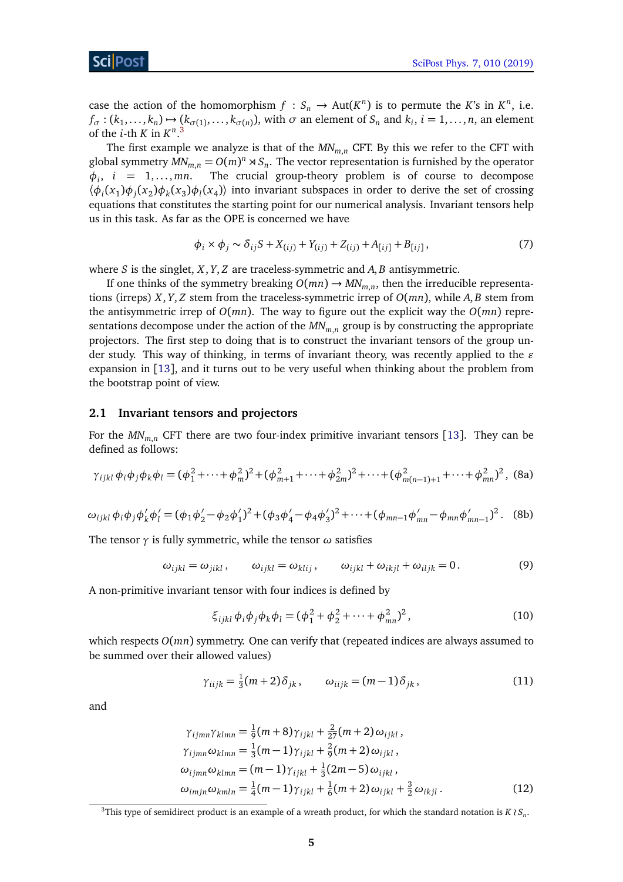case the action of the homomorphism $f : S_n \to \text{Aut}(K^n)$ is to permute the $K$'s in $K^n$, i.e. $f_\sigma : (k_1, \ldots, k_n) \mapsto (k_{\sigma(1)}, \ldots, k_{\sigma(n)})$, with $\sigma$ an element of $S_n$ and $k_i$, $i = 1, \ldots, n$, an element of the $i$-th $K$ in $K^n$.[3]

The first example we analyze is that of the $MN_{m,n}$ CFT. By this we refer to the CFT with global symmetry $MN_{m,n} = O(m)^n \rtimes S_n$. The vector representation is furnished by the operator $\phi_i$, $i = 1, \ldots, mn$. The crucial group-theory problem is of course to decompose $\langle \phi_i(x_1)\phi_j(x_2)\phi_k(x_3)\phi_l(x_4)\rangle$ into invariant subspaces in order to derive the set of crossing equations that constitutes the starting point for our numerical analysis. Invariant tensors help us in this task. As far as the OPE is concerned we have

$$\phi_i \times \phi_j \sim \delta_{ij} S + X_{(ij)} + Y_{(ij)} + Z_{(ij)} + A_{[ij]} + B_{[ij]}\,, \tag{7}$$

where $S$ is the singlet, $X, Y, Z$ are traceless-symmetric and $A, B$ antisymmetric.

If one thinks of the symmetry breaking $O(mn) \to MN_{m,n}$, then the irreducible representations (irreps) $X, Y, Z$ stem from the traceless-symmetric irrep of $O(mn)$, while $A, B$ stem from the antisymmetric irrep of $O(mn)$. The way to figure out the explicit way the $O(mn)$ representations decompose under the action of the $MN_{m,n}$ group is by constructing the appropriate projectors. The first step to doing that is to construct the invariant tensors of the group under study. This way of thinking, in terms of invariant theory, was recently applied to the $\varepsilon$ expansion in [13], and it turns out to be very useful when thinking about the problem from the bootstrap point of view.

## 2.1 Invariant tensors and projectors

For the $MN_{m,n}$ CFT there are two four-index primitive invariant tensors [13]. They can be defined as follows:

$$\gamma_{ijkl}\,\phi_i\phi_j\phi_k\phi_l = (\phi_1^2 + \cdots + \phi_m^2)^2 + (\phi_{m+1}^2 + \cdots + \phi_{2m}^2)^2 + \cdots + (\phi_{m(n-1)+1}^2 + \cdots + \phi_{mn}^2)^2\,, \tag{8a}$$

$$\omega_{ijkl}\,\phi_i\phi_j\phi'_k\phi'_l = (\phi_1\phi'_2 - \phi_2\phi'_1)^2 + (\phi_3\phi'_4 - \phi_4\phi'_3)^2 + \cdots + (\phi_{mn-1}\phi'_{mn} - \phi_{mn}\phi'_{mn-1})^2\,. \tag{8b}$$

The tensor $\gamma$ is fully symmetric, while the tensor $\omega$ satisfies

$$\omega_{ijkl} = \omega_{jikl}\,, \qquad \omega_{ijkl} = \omega_{klij}\,, \qquad \omega_{ijkl} + \omega_{ikjl} + \omega_{iljk} = 0\,. \tag{9}$$

A non-primitive invariant tensor with four indices is defined by

$$\xi_{ijkl}\,\phi_i\phi_j\phi_k\phi_l = (\phi_1^2 + \phi_2^2 + \cdots + \phi_{mn}^2)^2\,, \tag{10}$$

which respects $O(mn)$ symmetry. One can verify that (repeated indices are always assumed to be summed over their allowed values)

$$\gamma_{iijk} = \tfrac{1}{3}(m+2)\delta_{jk}\,, \qquad \omega_{iijk} = (m-1)\delta_{jk}\,, \tag{11}$$

and

$$\begin{aligned}
\gamma_{ijmn}\gamma_{klmn} &= \tfrac{1}{9}(m+8)\gamma_{ijkl} + \tfrac{2}{27}(m+2)\,\omega_{ijkl}\,,\\
\gamma_{ijmn}\omega_{klmn} &= \tfrac{1}{3}(m-1)\gamma_{ijkl} + \tfrac{2}{9}(m+2)\,\omega_{ijkl}\,,\\
\omega_{ijmn}\omega_{klmn} &= (m-1)\gamma_{ijkl} + \tfrac{1}{3}(2m-5)\,\omega_{ijkl}\,,\\
\omega_{imjn}\omega_{kmln} &= \tfrac{1}{4}(m-1)\gamma_{ijkl} + \tfrac{1}{6}(m+2)\,\omega_{ijkl} + \tfrac{3}{2}\,\omega_{ikjl}\,.
\end{aligned} \tag{12}$$

[3] This type of semidirect product is an example of a wreath product, for which the standard notation is $K \wr S_n$.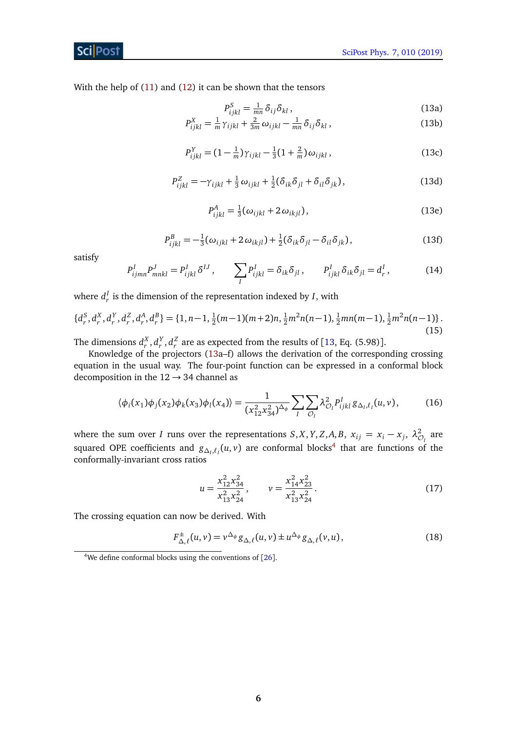With the help of (11) and (12) it can be shown that the tensors

$$P^S_{ijkl} = \tfrac{1}{mn}\,\delta_{ij}\delta_{kl}\,, \tag{13a}$$

$$P^X_{ijkl} = \tfrac{1}{m}\,\gamma_{ijkl} + \tfrac{2}{3m}\,\omega_{ijkl} - \tfrac{1}{mn}\,\delta_{ij}\delta_{kl}\,, \tag{13b}$$

$$P^Y_{ijkl} = (1-\tfrac{1}{m})\gamma_{ijkl} - \tfrac{1}{3}(1+\tfrac{2}{m})\,\omega_{ijkl}\,, \tag{13c}$$

$$P^Z_{ijkl} = -\gamma_{ijkl} + \tfrac{1}{3}\,\omega_{ijkl} + \tfrac{1}{2}(\delta_{ik}\delta_{jl} + \delta_{il}\delta_{jk})\,, \tag{13d}$$

$$P^A_{ijkl} = \tfrac{1}{3}(\omega_{ijkl} + 2\,\omega_{ikjl})\,, \tag{13e}$$

$$P^B_{ijkl} = -\tfrac{1}{3}(\omega_{ijkl} + 2\,\omega_{ikjl}) + \tfrac{1}{2}(\delta_{ik}\delta_{jl} - \delta_{il}\delta_{jk})\,, \tag{13f}$$

satisfy

$$P^I_{ijmn}P^J_{mnkl} = P^I_{ijkl}\,\delta^{IJ}\,, \qquad \sum_I P^I_{ijkl} = \delta_{ik}\delta_{jl}\,, \qquad P^I_{ijkl}\,\delta_{ik}\delta_{jl} = d^I_r\,, \tag{14}$$

where $d^I_r$ is the dimension of the representation indexed by $I$, with

$$\{d^S_r, d^X_r, d^Y_r, d^Z_r, d^A_r, d^B_r\} = \{1, n-1, \tfrac{1}{2}(m-1)(m+2)n, \tfrac{1}{2}m^2n(n-1), \tfrac{1}{2}mn(m-1), \tfrac{1}{2}m^2n(n-1)\}\,. \tag{15}$$

The dimensions $d^X_r, d^Y_r, d^Z_r$ are as expected from the results of [13, Eq. (5.98)].

Knowledge of the projectors (13a–f) allows the derivation of the corresponding crossing equation in the usual way. The four-point function can be expressed in a conformal block decomposition in the $12 \to 34$ channel as

$$\langle \phi_i(x_1)\phi_j(x_2)\phi_k(x_3)\phi_l(x_4)\rangle = \frac{1}{(x_{12}^2 x_{34}^2)^{\Delta_\phi}} \sum_I \sum_{\mathcal{O}_I} \lambda^2_{\mathcal{O}_I} P^I_{ijkl}\, g_{\Delta_I,\ell_I}(u,v)\,, \tag{16}$$

where the sum over $I$ runs over the representations $S, X, Y, Z, A, B$, $x_{ij} = x_i - x_j$, $\lambda^2_{\mathcal{O}_I}$ are squared OPE coefficients and $g_{\Delta_I,\ell_I}(u,v)$ are conformal blocks[4] that are functions of the conformally-invariant cross ratios

$$u = \frac{x_{12}^2 x_{34}^2}{x_{13}^2 x_{24}^2}\,, \qquad v = \frac{x_{14}^2 x_{23}^2}{x_{13}^2 x_{24}^2}\,. \tag{17}$$

The crossing equation can now be derived. With

$$F^{\pm}_{\Delta,\ell}(u,v) = v^{\Delta_\phi} g_{\Delta,\ell}(u,v) \pm u^{\Delta_\phi} g_{\Delta,\ell}(v,u)\,, \tag{18}$$

[4] We define conformal blocks using the conventions of [26].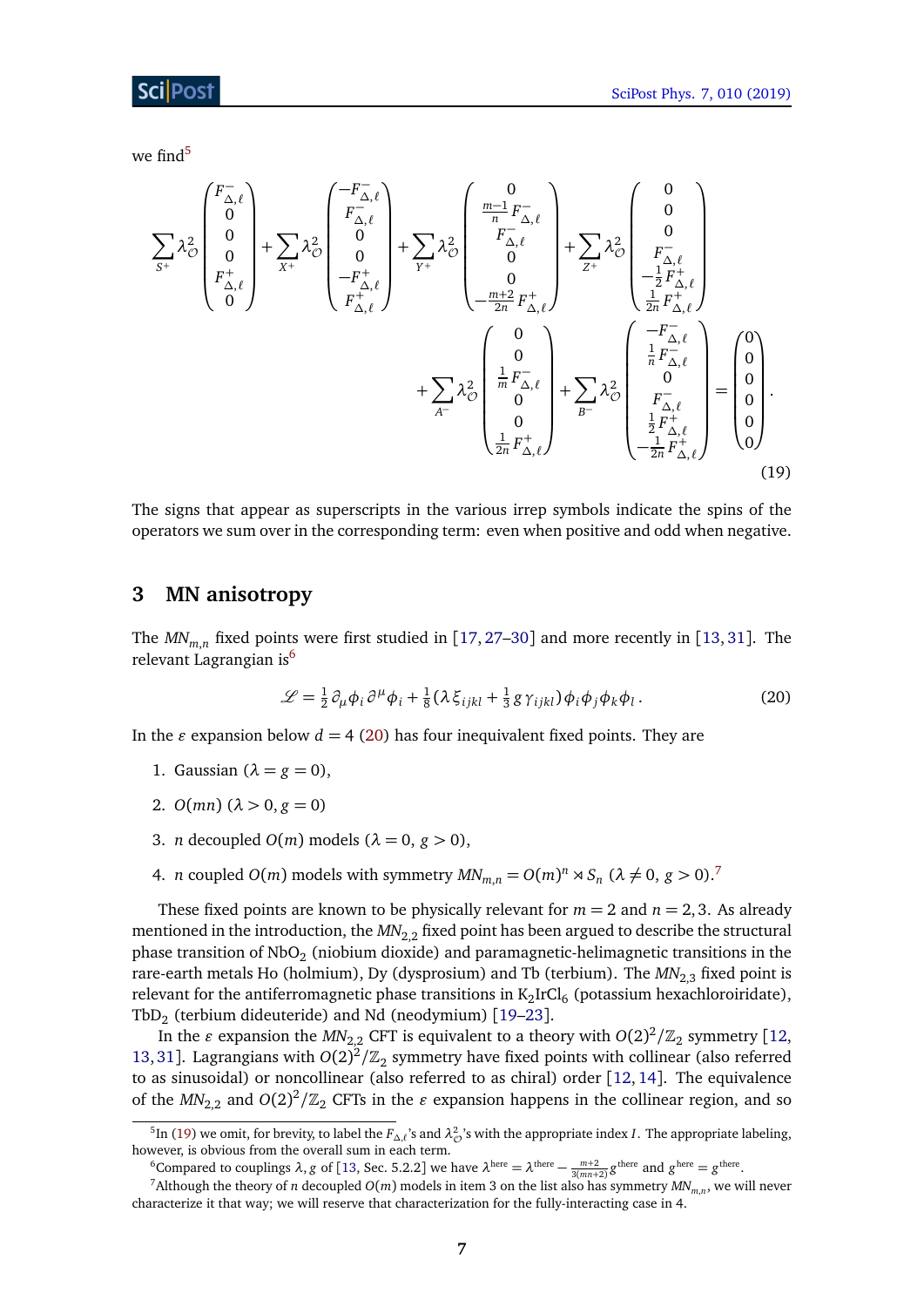we find[5]

$$
\sum_{S^+}\lambda_{\mathcal{O}}^2\begin{pmatrix}F^-_{\Delta,\ell}\\0\\0\\0\\F^+_{\Delta,\ell}\\0\end{pmatrix}+\sum_{X^+}\lambda_{\mathcal{O}}^2\begin{pmatrix}-F^-_{\Delta,\ell}\\F^-_{\Delta,\ell}\\0\\0\\-F^+_{\Delta,\ell}\\F^+_{\Delta,\ell}\end{pmatrix}+\sum_{Y^+}\lambda_{\mathcal{O}}^2\begin{pmatrix}0\\\frac{m-1}{n}F^-_{\Delta,\ell}\\F^-_{\Delta,\ell}\\0\\0\\-\frac{m+2}{2n}F^+_{\Delta,\ell}\end{pmatrix}+\sum_{Z^+}\lambda_{\mathcal{O}}^2\begin{pmatrix}0\\0\\0\\F^-_{\Delta,\ell}\\-\frac{1}{2}F^+_{\Delta,\ell}\\\frac{1}{2n}F^+_{\Delta,\ell}\end{pmatrix}
$$
$$
+\sum_{A^-}\lambda_{\mathcal{O}}^2\begin{pmatrix}0\\0\\\frac{1}{m}F^-_{\Delta,\ell}\\0\\0\\\frac{1}{2n}F^+_{\Delta,\ell}\end{pmatrix}+\sum_{B^-}\lambda_{\mathcal{O}}^2\begin{pmatrix}-F^-_{\Delta,\ell}\\\frac{1}{n}F^-_{\Delta,\ell}\\0\\F^-_{\Delta,\ell}\\\frac{1}{2}F^+_{\Delta,\ell}\\-\frac{1}{2n}F^+_{\Delta,\ell}\end{pmatrix}=\begin{pmatrix}0\\0\\0\\0\\0\\0\end{pmatrix}. \tag{19}
$$

The signs that appear as superscripts in the various irrep symbols indicate the spins of the operators we sum over in the corresponding term: even when positive and odd when negative.

## 3 MN anisotropy

The $MN_{m,n}$ fixed points were first studied in [17, 27–30] and more recently in [13, 31]. The relevant Lagrangian is[6]

$$
\mathscr{L}=\tfrac{1}{2}\,\partial_\mu\phi_i\,\partial^\mu\phi_i+\tfrac{1}{8}(\lambda\,\xi_{ijkl}+\tfrac{1}{3}\,g\,\gamma_{ijkl})\,\phi_i\phi_j\phi_k\phi_l\,. \tag{20}
$$

In the $\varepsilon$ expansion below $d=4$ (20) has four inequivalent fixed points. They are

1. Gaussian ($\lambda=g=0$),
2. $O(mn)$ ($\lambda>0, g=0$)
3. $n$ decoupled $O(m)$ models ($\lambda=0,\ g>0$),
4. $n$ coupled $O(m)$ models with symmetry $MN_{m,n}=O(m)^n\rtimes S_n$ ($\lambda\neq 0,\ g>0$).[7]

These fixed points are known to be physically relevant for $m=2$ and $n=2,3$. As already mentioned in the introduction, the $MN_{2,2}$ fixed point has been argued to describe the structural phase transition of $NbO_2$ (niobium dioxide) and paramagnetic-helimagnetic transitions in the rare-earth metals Ho (holmium), Dy (dysprosium) and Tb (terbium). The $MN_{2,3}$ fixed point is relevant for the antiferromagnetic phase transitions in $K_2IrCl_6$ (potassium hexachloroiridate), $TbD_2$ (terbium dideuteride) and Nd (neodymium) [19–23].

In the $\varepsilon$ expansion the $MN_{2,2}$ CFT is equivalent to a theory with $O(2)^2/\mathbb{Z}_2$ symmetry [12, 13, 31]. Lagrangians with $O(2)^2/\mathbb{Z}_2$ symmetry have fixed points with collinear (also referred to as sinusoidal) or noncollinear (also referred to as chiral) order [12, 14]. The equivalence of the $MN_{2,2}$ and $O(2)^2/\mathbb{Z}_2$ CFTs in the $\varepsilon$ expansion happens in the collinear region, and so

---

[5] In (19) we omit, for brevity, to label the $F_{\Delta,\ell}$'s and $\lambda_{\mathcal{O}}^2$'s with the appropriate index $I$. The appropriate labeling, however, is obvious from the overall sum in each term.

[6] Compared to couplings $\lambda, g$ of [13, Sec. 5.2.2] we have $\lambda^{\text{here}}=\lambda^{\text{there}}-\frac{m+2}{3(mn+2)}g^{\text{there}}$ and $g^{\text{here}}=g^{\text{there}}$.

[7] Although the theory of $n$ decoupled $O(m)$ models in item 3 on the list also has symmetry $MN_{m,n}$, we will never characterize it that way; we will reserve that characterization for the fully-interacting case in 4.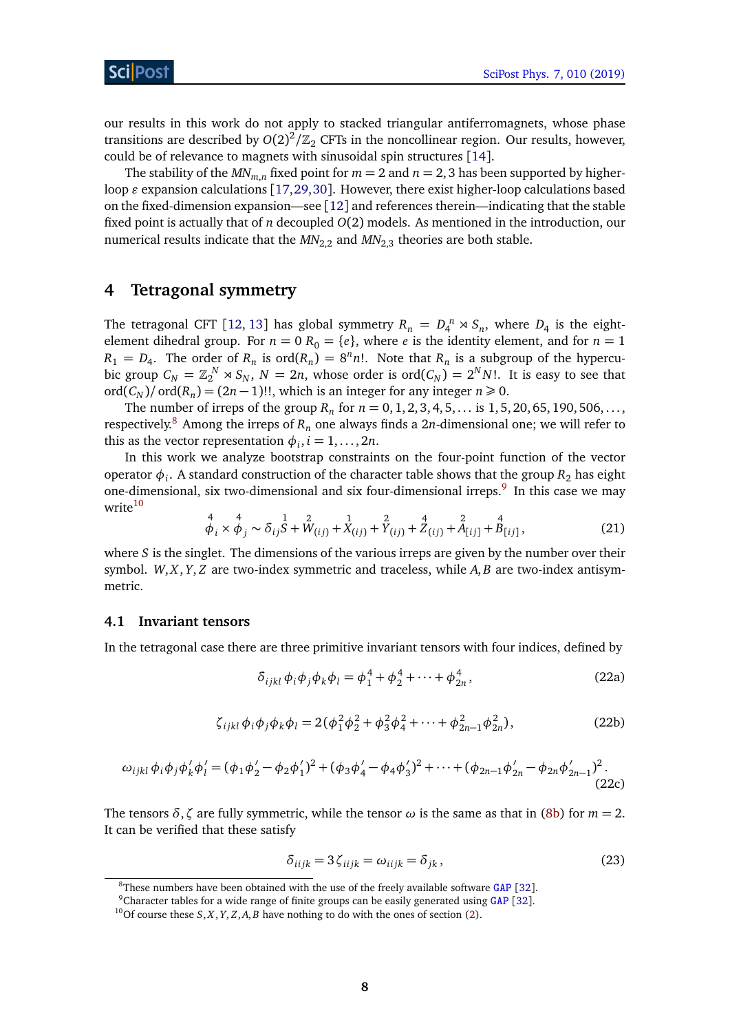our results in this work do not apply to stacked triangular antiferromagnets, whose phase transitions are described by $O(2)^2/\mathbb{Z}_2$ CFTs in the noncollinear region. Our results, however, could be of relevance to magnets with sinusoidal spin structures [14].

The stability of the $MN_{m,n}$ fixed point for $m=2$ and $n=2,3$ has been supported by higher-loop $\varepsilon$ expansion calculations [17,29,30]. However, there exist higher-loop calculations based on the fixed-dimension expansion—see [12] and references therein—indicating that the stable fixed point is actually that of $n$ decoupled $O(2)$ models. As mentioned in the introduction, our numerical results indicate that the $MN_{2,2}$ and $MN_{2,3}$ theories are both stable.

# 4 Tetragonal symmetry

The tetragonal CFT [12, 13] has global symmetry $R_n = D_4^n \rtimes S_n$, where $D_4$ is the eight-element dihedral group. For $n=0$ $R_0=\{e\}$, where $e$ is the identity element, and for $n=1$ $R_1 = D_4$. The order of $R_n$ is $\operatorname{ord}(R_n) = 8^n n!$. Note that $R_n$ is a subgroup of the hypercubic group $C_N = \mathbb{Z}_2^N \rtimes S_N$, $N=2n$, whose order is $\operatorname{ord}(C_N) = 2^N N!$. It is easy to see that $\operatorname{ord}(C_N)/\operatorname{ord}(R_n) = (2n-1)!!$, which is an integer for any integer $n \geqslant 0$.

The number of irreps of the group $R_n$ for $n=0,1,2,3,4,5,\ldots$ is $1,5,20,65,190,506,\ldots$, respectively.[8] Among the irreps of $R_n$ one always finds a $2n$-dimensional one; we will refer to this as the vector representation $\phi_i$, $i=1,\ldots,2n$.

In this work we analyze bootstrap constraints on the four-point function of the vector operator $\phi_i$. A standard construction of the character table shows that the group $R_2$ has eight one-dimensional, six two-dimensional and six four-dimensional irreps.[9] In this case we may write[10]

$$\overset{4}{\phi}_i \times \overset{4}{\phi}_j \sim \delta_{ij}\overset{1}{S} + \overset{2}{W}_{(ij)} + \overset{1}{X}_{(ij)} + \overset{2}{Y}_{(ij)} + \overset{4}{Z}_{(ij)} + \overset{2}{A}_{[ij]} + \overset{4}{B}_{[ij]}\,, \tag{21}$$

where $S$ is the singlet. The dimensions of the various irreps are given by the number over their symbol. $W,X,Y,Z$ are two-index symmetric and traceless, while $A,B$ are two-index antisymmetric.

## 4.1 Invariant tensors

In the tetragonal case there are three primitive invariant tensors with four indices, defined by

$$\delta_{ijkl}\,\phi_i\phi_j\phi_k\phi_l = \phi_1^4 + \phi_2^4 + \cdots + \phi_{2n}^4\,, \tag{22a}$$

$$\zeta_{ijkl}\,\phi_i\phi_j\phi_k\phi_l = 2(\phi_1^2\phi_2^2 + \phi_3^2\phi_4^2 + \cdots + \phi_{2n-1}^2\phi_{2n}^2)\,, \tag{22b}$$

$$\omega_{ijkl}\,\phi_i\phi_j\phi_k'\phi_l' = (\phi_1\phi_2' - \phi_2\phi_1')^2 + (\phi_3\phi_4' - \phi_4\phi_3')^2 + \cdots + (\phi_{2n-1}\phi_{2n}' - \phi_{2n}\phi_{2n-1}')^2\,. \tag{22c}$$

The tensors $\delta,\zeta$ are fully symmetric, while the tensor $\omega$ is the same as that in (8b) for $m=2$. It can be verified that these satisfy

$$\delta_{iijk} = 3\,\zeta_{iijk} = \omega_{iijk} = \delta_{jk}\,, \tag{23}$$

[8] These numbers have been obtained with the use of the freely available software GAP [32].

[9] Character tables for a wide range of finite groups can be easily generated using GAP [32].

[10] Of course these $S,X,Y,Z,A,B$ have nothing to do with the ones of section (2).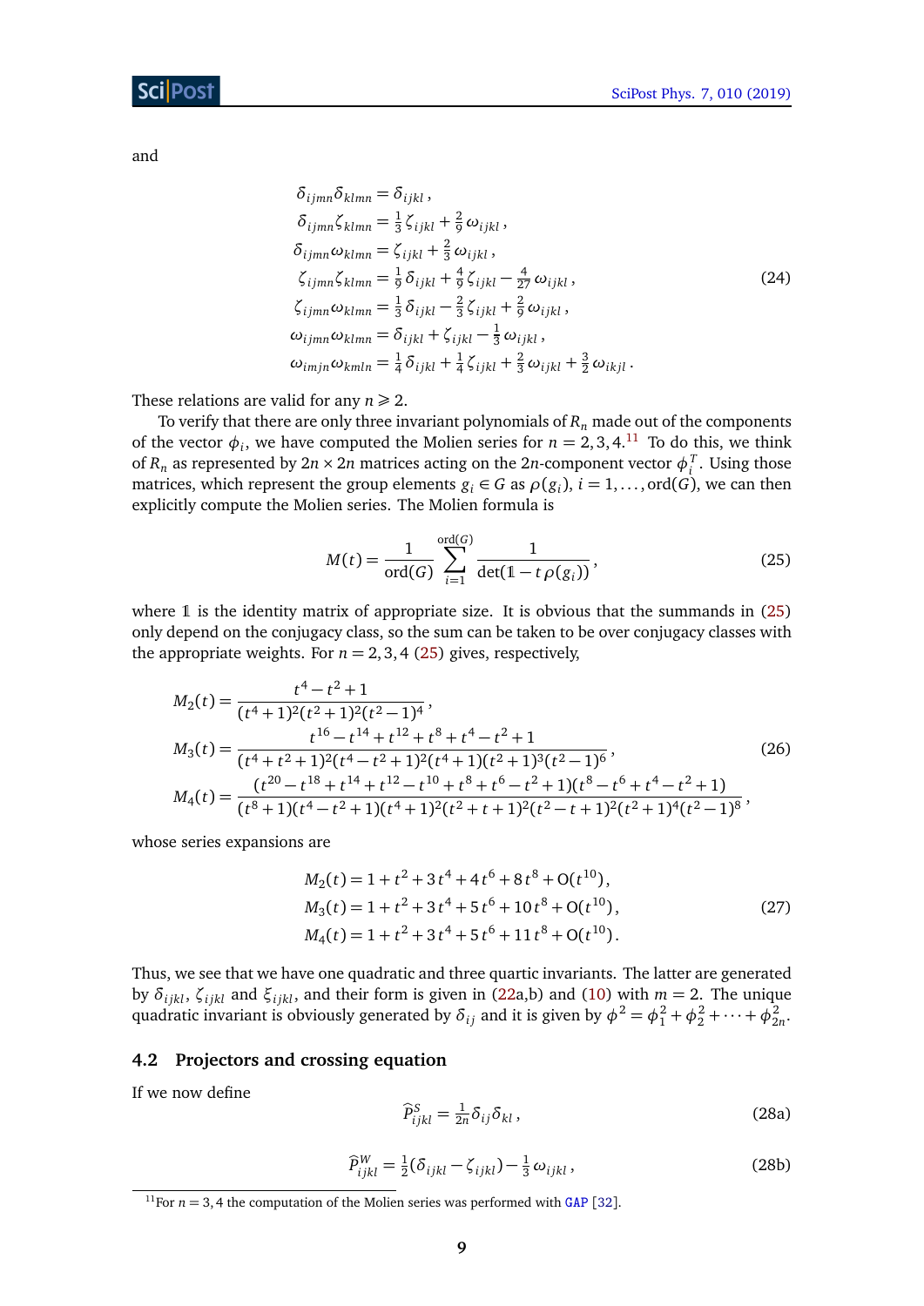and

$$
\begin{aligned}
\delta_{ijmn}\delta_{klmn} &= \delta_{ijkl}\,,\\
\delta_{ijmn}\zeta_{klmn} &= \tfrac{1}{3}\,\zeta_{ijkl} + \tfrac{2}{9}\,\omega_{ijkl}\,,\\
\delta_{ijmn}\omega_{klmn} &= \zeta_{ijkl} + \tfrac{2}{3}\,\omega_{ijkl}\,,\\
\zeta_{ijmn}\zeta_{klmn} &= \tfrac{1}{9}\,\delta_{ijkl} + \tfrac{4}{9}\,\zeta_{ijkl} - \tfrac{4}{27}\,\omega_{ijkl}\,,\\
\zeta_{ijmn}\omega_{klmn} &= \tfrac{1}{3}\,\delta_{ijkl} - \tfrac{2}{3}\,\zeta_{ijkl} + \tfrac{2}{9}\,\omega_{ijkl}\,,\\
\omega_{ijmn}\omega_{klmn} &= \delta_{ijkl} + \zeta_{ijkl} - \tfrac{1}{3}\,\omega_{ijkl}\,,\\
\omega_{imjn}\omega_{kmln} &= \tfrac{1}{4}\,\delta_{ijkl} + \tfrac{1}{4}\,\zeta_{ijkl} + \tfrac{2}{3}\,\omega_{ijkl} + \tfrac{3}{2}\,\omega_{ikjl}\,.
\end{aligned}
\tag{24}
$$

These relations are valid for any $n \geqslant 2$.

To verify that there are only three invariant polynomials of $R_n$ made out of the components of the vector $\phi_i$, we have computed the Molien series for $n = 2, 3, 4$.[11] To do this, we think of $R_n$ as represented by $2n \times 2n$ matrices acting on the $2n$-component vector $\phi_i^T$. Using those matrices, which represent the group elements $g_i \in G$ as $\rho(g_i)$, $i = 1, \ldots, \mathrm{ord}(G)$, we can then explicitly compute the Molien series. The Molien formula is

$$
M(t) = \frac{1}{\mathrm{ord}(G)} \sum_{i=1}^{\mathrm{ord}(G)} \frac{1}{\det(\mathbb{1} - t\,\rho(g_i))}\,,
\tag{25}
$$

where $\mathbb{1}$ is the identity matrix of appropriate size. It is obvious that the summands in (25) only depend on the conjugacy class, so the sum can be taken to be over conjugacy classes with the appropriate weights. For $n = 2, 3, 4$ (25) gives, respectively,

$$
\begin{aligned}
M_2(t) &= \frac{t^4 - t^2 + 1}{(t^4+1)^2(t^2+1)^2(t^2-1)^4}\,,\\
M_3(t) &= \frac{t^{16} - t^{14} + t^{12} + t^8 + t^4 - t^2 + 1}{(t^4+t^2+1)^2(t^4-t^2+1)^2(t^4+1)(t^2+1)^3(t^2-1)^6}\,,\\
M_4(t) &= \frac{(t^{20} - t^{18} + t^{14} + t^{12} - t^{10} + t^8 + t^6 - t^2 + 1)(t^8 - t^6 + t^4 - t^2 + 1)}{(t^8+1)(t^4-t^2+1)(t^4+1)^2(t^2+t+1)^2(t^2-t+1)^2(t^2+1)^4(t^2-1)^8}\,,
\end{aligned}
\tag{26}
$$

whose series expansions are

$$
\begin{aligned}
M_2(t) &= 1 + t^2 + 3\,t^4 + 4\,t^6 + 8\,t^8 + \mathrm{O}(t^{10})\,,\\
M_3(t) &= 1 + t^2 + 3\,t^4 + 5\,t^6 + 10\,t^8 + \mathrm{O}(t^{10})\,,\\
M_4(t) &= 1 + t^2 + 3\,t^4 + 5\,t^6 + 11\,t^8 + \mathrm{O}(t^{10})\,.
\end{aligned}
\tag{27}
$$

Thus, we see that we have one quadratic and three quartic invariants. The latter are generated by $\delta_{ijkl}$, $\zeta_{ijkl}$ and $\xi_{ijkl}$, and their form is given in (22a,b) and (10) with $m = 2$. The unique quadratic invariant is obviously generated by $\delta_{ij}$ and it is given by $\phi^2 = \phi_1^2 + \phi_2^2 + \cdots + \phi_{2n}^2$.

## 4.2 Projectors and crossing equation

If we now define

$$
\widehat{P}^S_{ijkl} = \tfrac{1}{2n}\delta_{ij}\delta_{kl}\,,
\tag{28a}
$$

$$
\widehat{P}^W_{ijkl} = \tfrac{1}{2}(\delta_{ijkl} - \zeta_{ijkl}) - \tfrac{1}{3}\,\omega_{ijkl}\,,
\tag{28b}
$$

[11] For $n = 3, 4$ the computation of the Molien series was performed with GAP [32].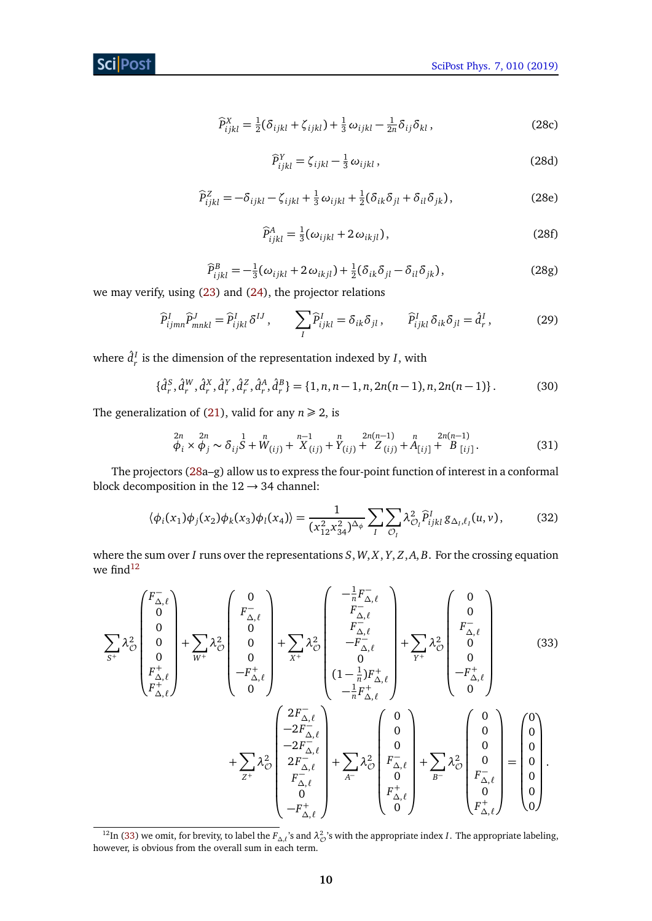$$\widehat{P}^{X}_{ijkl} = \tfrac{1}{2}(\delta_{ijkl} + \zeta_{ijkl}) + \tfrac{1}{3}\,\omega_{ijkl} - \tfrac{1}{2n}\delta_{ij}\delta_{kl}\,, \tag{28c}$$

$$\widehat{P}^{Y}_{ijkl} = \zeta_{ijkl} - \tfrac{1}{3}\,\omega_{ijkl}\,, \tag{28d}$$

$$\widehat{P}^{Z}_{ijkl} = -\delta_{ijkl} - \zeta_{ijkl} + \tfrac{1}{3}\,\omega_{ijkl} + \tfrac{1}{2}(\delta_{ik}\delta_{jl} + \delta_{il}\delta_{jk})\,, \tag{28e}$$

$$\widehat{P}^{A}_{ijkl} = \tfrac{1}{3}(\omega_{ijkl} + 2\,\omega_{ikjl})\,, \tag{28f}$$

$$\widehat{P}^{B}_{ijkl} = -\tfrac{1}{3}(\omega_{ijkl} + 2\,\omega_{ikjl}) + \tfrac{1}{2}(\delta_{ik}\delta_{jl} - \delta_{il}\delta_{jk})\,, \tag{28g}$$

we may verify, using (23) and (24), the projector relations

$$\widehat{P}^{I}_{ijmn}\widehat{P}^{J}_{mnkl} = \widehat{P}^{I}_{ijkl}\,\delta^{IJ}\,, \qquad \sum_{I}\widehat{P}^{I}_{ijkl} = \delta_{ik}\delta_{jl}\,, \qquad \widehat{P}^{I}_{ijkl}\,\delta_{ik}\delta_{jl} = \hat{d}^{I}_{r}\,, \tag{29}$$

where $\hat{d}^{I}_{r}$ is the dimension of the representation indexed by $I$, with

$$\{\hat{d}^{S}_{r}, \hat{d}^{W}_{r}, \hat{d}^{X}_{r}, \hat{d}^{Y}_{r}, \hat{d}^{Z}_{r}, \hat{d}^{A}_{r}, \hat{d}^{B}_{r}\} = \{1, n, n-1, n, 2n(n-1), n, 2n(n-1)\}\,. \tag{30}$$

The generalization of (21), valid for any $n \geqslant 2$, is

$$\overset{2n}{\phi_i} \times \overset{2n}{\phi_j} \sim \delta_{ij}\overset{1}{S} + \overset{n}{W}_{(ij)} + \overset{n-1}{X}_{(ij)} + \overset{n}{Y}_{(ij)} + \overset{2n(n-1)}{Z}_{(ij)} + \overset{n}{A}_{[ij]} + \overset{2n(n-1)}{B}_{[ij]}\,. \tag{31}$$

The projectors (28a–g) allow us to express the four-point function of interest in a conformal block decomposition in the $12 \to 34$ channel:

$$\langle \phi_i(x_1)\phi_j(x_2)\phi_k(x_3)\phi_l(x_4)\rangle = \frac{1}{(x_{12}^2 x_{34}^2)^{\Delta_\phi}} \sum_{I}\sum_{\mathcal{O}_I} \lambda^2_{\mathcal{O}_I}\widehat{P}^{I}_{ijkl}\, g_{\Delta_I,\ell_I}(u,v)\,, \tag{32}$$

where the sum over $I$ runs over the representations $S, W, X, Y, Z, A, B$. For the crossing equation we find[12]

$$\sum_{S^+}\lambda^2_{\mathcal{O}}\begin{pmatrix} F^{-}_{\Delta,\ell} \\ 0 \\ 0 \\ 0 \\ 0 \\ F^{+}_{\Delta,\ell} \\ F^{+}_{\Delta,\ell}\end{pmatrix} + \sum_{W^+}\lambda^2_{\mathcal{O}}\begin{pmatrix} 0 \\ F^{-}_{\Delta,\ell} \\ 0 \\ 0 \\ 0 \\ -F^{+}_{\Delta,\ell} \\ 0\end{pmatrix} + \sum_{X^+}\lambda^2_{\mathcal{O}}\begin{pmatrix} -\frac{1}{n}F^{-}_{\Delta,\ell} \\ F^{-}_{\Delta,\ell} \\ F^{-}_{\Delta,\ell} \\ -F^{-}_{\Delta,\ell} \\ 0 \\ (1-\frac{1}{n})F^{+}_{\Delta,\ell} \\ -\frac{1}{n}F^{+}_{\Delta,\ell}\end{pmatrix} + \sum_{Y^+}\lambda^2_{\mathcal{O}}\begin{pmatrix} 0 \\ 0 \\ F^{-}_{\Delta,\ell} \\ 0 \\ 0 \\ -F^{+}_{\Delta,\ell} \\ 0\end{pmatrix} \tag{33}$$

$$+ \sum_{Z^+}\lambda^2_{\mathcal{O}}\begin{pmatrix} 2F^{-}_{\Delta,\ell} \\ -2F^{-}_{\Delta,\ell} \\ -2F^{-}_{\Delta,\ell} \\ 2F^{-}_{\Delta,\ell} \\ F^{-}_{\Delta,\ell} \\ 0 \\ -F^{+}_{\Delta,\ell}\end{pmatrix} + \sum_{A^-}\lambda^2_{\mathcal{O}}\begin{pmatrix} 0 \\ 0 \\ 0 \\ F^{-}_{\Delta,\ell} \\ 0 \\ F^{+}_{\Delta,\ell} \\ 0\end{pmatrix} + \sum_{B^-}\lambda^2_{\mathcal{O}}\begin{pmatrix} 0 \\ 0 \\ 0 \\ 0 \\ F^{-}_{\Delta,\ell} \\ 0 \\ F^{+}_{\Delta,\ell}\end{pmatrix} = \begin{pmatrix} 0 \\ 0 \\ 0 \\ 0 \\ 0 \\ 0 \\ 0\end{pmatrix}.$$

[12] In (33) we omit, for brevity, to label the $F_{\Delta,\ell}$'s and $\lambda^2_{\mathcal{O}}$'s with the appropriate index $I$. The appropriate labeling, however, is obvious from the overall sum in each term.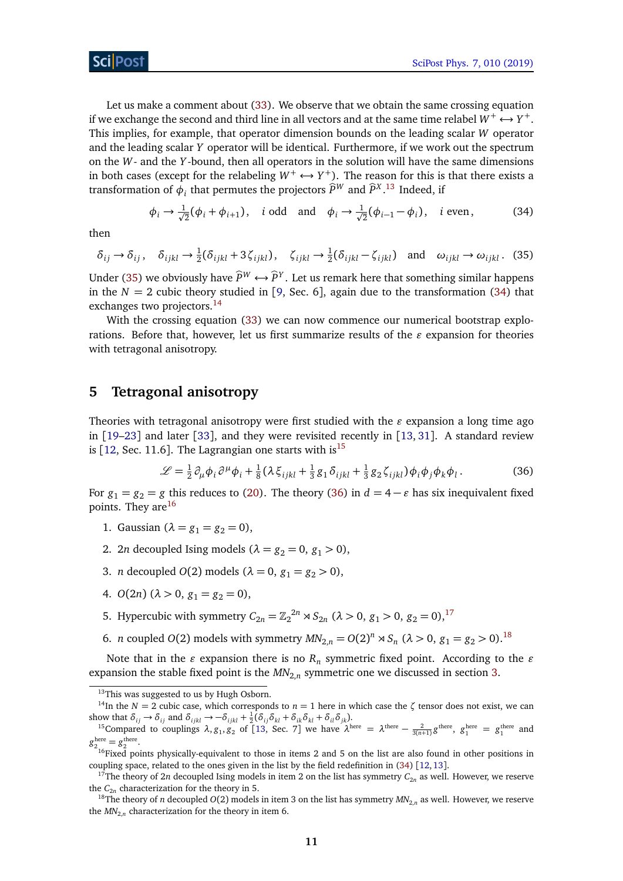Let us make a comment about (33). We observe that we obtain the same crossing equation if we exchange the second and third line in all vectors and at the same time relabel $W^+ \leftrightarrow Y^+$. This implies, for example, that operator dimension bounds on the leading scalar $W$ operator and the leading scalar $Y$ operator will be identical. Furthermore, if we work out the spectrum on the $W$- and the $Y$-bound, then all operators in the solution will have the same dimensions in both cases (except for the relabeling $W^+ \leftrightarrow Y^+$). The reason for this is that there exists a transformation of $\phi_i$ that permutes the projectors $\widehat{P}^W$ and $\widehat{P}^X$.[13] Indeed, if

$$\phi_i \to \tfrac{1}{\sqrt{2}}(\phi_i + \phi_{i+1}), \quad i \text{ odd} \quad \text{and} \quad \phi_i \to \tfrac{1}{\sqrt{2}}(\phi_{i-1} - \phi_i), \quad i \text{ even}, \tag{34}$$

then

$$\delta_{ij} \to \delta_{ij}, \quad \delta_{ijkl} \to \tfrac{1}{2}(\delta_{ijkl} + 3\zeta_{ijkl}), \quad \zeta_{ijkl} \to \tfrac{1}{2}(\delta_{ijkl} - \zeta_{ijkl}) \quad \text{and} \quad \omega_{ijkl} \to \omega_{ijkl}. \tag{35}$$

Under (35) we obviously have $\widehat{P}^W \leftrightarrow \widehat{P}^Y$. Let us remark here that something similar happens in the $N = 2$ cubic theory studied in [9, Sec. 6], again due to the transformation (34) that exchanges two projectors.[14]

With the crossing equation (33) we can now commence our numerical bootstrap explorations. Before that, however, let us first summarize results of the $\varepsilon$ expansion for theories with tetragonal anisotropy.

## 5 Tetragonal anisotropy

Theories with tetragonal anisotropy were first studied with the $\varepsilon$ expansion a long time ago in [19–23] and later [33], and they were revisited recently in [13, 31]. A standard review is [12, Sec. 11.6]. The Lagrangian one starts with is[15]

$$\mathscr{L} = \tfrac{1}{2}\partial_\mu\phi_i\partial^\mu\phi_i + \tfrac{1}{8}(\lambda\,\xi_{ijkl} + \tfrac{1}{3}g_1\,\delta_{ijkl} + \tfrac{1}{3}g_2\,\zeta_{ijkl})\phi_i\phi_j\phi_k\phi_l\,. \tag{36}$$

For $g_1 = g_2 = g$ this reduces to (20). The theory (36) in $d = 4 - \varepsilon$ has six inequivalent fixed points. They are[16]

1. Gaussian ($\lambda = g_1 = g_2 = 0$),
2. $2n$ decoupled Ising models ($\lambda = g_2 = 0$, $g_1 > 0$),
3. $n$ decoupled $O(2)$ models ($\lambda = 0$, $g_1 = g_2 > 0$),
4. $O(2n)$ ($\lambda > 0$, $g_1 = g_2 = 0$),
5. Hypercubic with symmetry $C_{2n} = \mathbb{Z}_2{}^{2n} \rtimes S_{2n}$ ($\lambda > 0$, $g_1 > 0$, $g_2 = 0$),[17]
6. $n$ coupled $O(2)$ models with symmetry $MN_{2,n} = O(2)^n \rtimes S_n$ ($\lambda > 0$, $g_1 = g_2 > 0$).[18]

Note that in the $\varepsilon$ expansion there is no $R_n$ symmetric fixed point. According to the $\varepsilon$ expansion the stable fixed point is the $MN_{2,n}$ symmetric one we discussed in section 3.

---

[13] This was suggested to us by Hugh Osborn.

[14] In the $N = 2$ cubic case, which corresponds to $n = 1$ here in which case the $\zeta$ tensor does not exist, we can show that $\delta_{ij} \to \delta_{ij}$ and $\delta_{ijkl} \to -\delta_{ijkl} + \frac{1}{2}(\delta_{ij}\delta_{kl} + \delta_{ik}\delta_{kl} + \delta_{il}\delta_{jk})$.

[15] Compared to couplings $\lambda, g_1, g_2$ of [13, Sec. 7] we have $\lambda^{\text{here}} = \lambda^{\text{there}} - \frac{2}{3(n+1)}g^{\text{there}}$, $g_1^{\text{here}} = g_1^{\text{there}}$ and $g_2^{\text{here}} = g_2^{\text{there}}$.

[16] Fixed points physically-equivalent to those in items 2 and 5 on the list are also found in other positions in coupling space, related to the ones given in the list by the field redefinition in (34) [12, 13].

[17] The theory of $2n$ decoupled Ising models in item 2 on the list has symmetry $C_{2n}$ as well. However, we reserve the $C_{2n}$ characterization for the theory in 5.

[18] The theory of $n$ decoupled $O(2)$ models in item 3 on the list has symmetry $MN_{2,n}$ as well. However, we reserve the $MN_{2,n}$ characterization for the theory in item 6.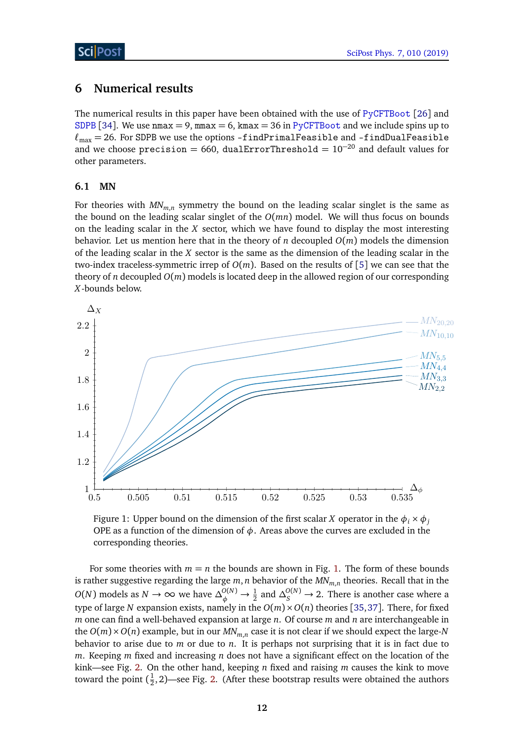## 6 Numerical results

The numerical results in this paper have been obtained with the use of PyCFTBoot [26] and SDPB [34]. We use nmax = 9, mmax = 6, kmax = 36 in PyCFTBoot and we include spins up to $\ell_{\text{max}} = 26$. For SDPB we use the options -findPrimalFeasible and -findDualFeasible and we choose precision = 660, dualErrorThreshold = $10^{-20}$ and default values for other parameters.

### 6.1 MN

For theories with $MN_{m,n}$ symmetry the bound on the leading scalar singlet is the same as the bound on the leading scalar singlet of the $O(mn)$ model. We will thus focus on bounds on the leading scalar in the $X$ sector, which we have found to display the most interesting behavior. Let us mention here that in the theory of $n$ decoupled $O(m)$ models the dimension of the leading scalar in the $X$ sector is the same as the dimension of the leading scalar in the two-index traceless-symmetric irrep of $O(m)$. Based on the results of [5] we can see that the theory of $n$ decoupled $O(m)$ models is located deep in the allowed region of our corresponding $X$-bounds below.

Figure 1: Upper bound on the dimension of the first scalar $X$ operator in the $\phi_i \times \phi_j$ OPE as a function of the dimension of $\phi$. Areas above the curves are excluded in the corresponding theories.

For some theories with $m = n$ the bounds are shown in Fig. 1. The form of these bounds is rather suggestive regarding the large $m,n$ behavior of the $MN_{m,n}$ theories. Recall that in the $O(N)$ models as $N \to \infty$ we have $\Delta_\phi^{O(N)} \to \frac{1}{2}$ and $\Delta_S^{O(N)} \to 2$. There is another case where a type of large $N$ expansion exists, namely in the $O(m) \times O(n)$ theories [35,37]. There, for fixed $m$ one can find a well-behaved expansion at large $n$. Of course $m$ and $n$ are interchangeable in the $O(m) \times O(n)$ example, but in our $MN_{m,n}$ case it is not clear if we should expect the large-$N$ behavior to arise due to $m$ or due to $n$. It is perhaps not surprising that it is in fact due to $m$. Keeping $m$ fixed and increasing $n$ does not have a significant effect on the location of the kink—see Fig. 2. On the other hand, keeping $n$ fixed and raising $m$ causes the kink to move toward the point $(\frac{1}{2}, 2)$—see Fig. 2. (After these bootstrap results were obtained the authors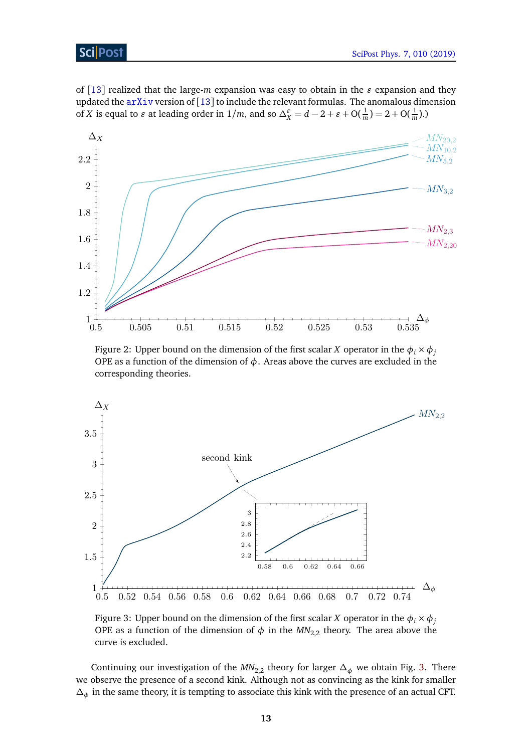of [13] realized that the large-$m$ expansion was easy to obtain in the $\varepsilon$ expansion and they updated the arXiv version of [13] to include the relevant formulas. The anomalous dimension of $X$ is equal to $\varepsilon$ at leading order in $1/m$, and so $\Delta_X^\varepsilon = d - 2 + \varepsilon + O(\frac{1}{m}) = 2 + O(\frac{1}{m})$.)

Figure 2: Upper bound on the dimension of the first scalar $X$ operator in the $\phi_i \times \phi_j$ OPE as a function of the dimension of $\phi$. Areas above the curves are excluded in the corresponding theories.

Figure 3: Upper bound on the dimension of the first scalar $X$ operator in the $\phi_i \times \phi_j$ OPE as a function of the dimension of $\phi$ in the $MN_{2,2}$ theory. The area above the curve is excluded.

Continuing our investigation of the $MN_{2,2}$ theory for larger $\Delta_\phi$ we obtain Fig. 3. There we observe the presence of a second kink. Although not as convincing as the kink for smaller $\Delta_\phi$ in the same theory, it is tempting to associate this kink with the presence of an actual CFT.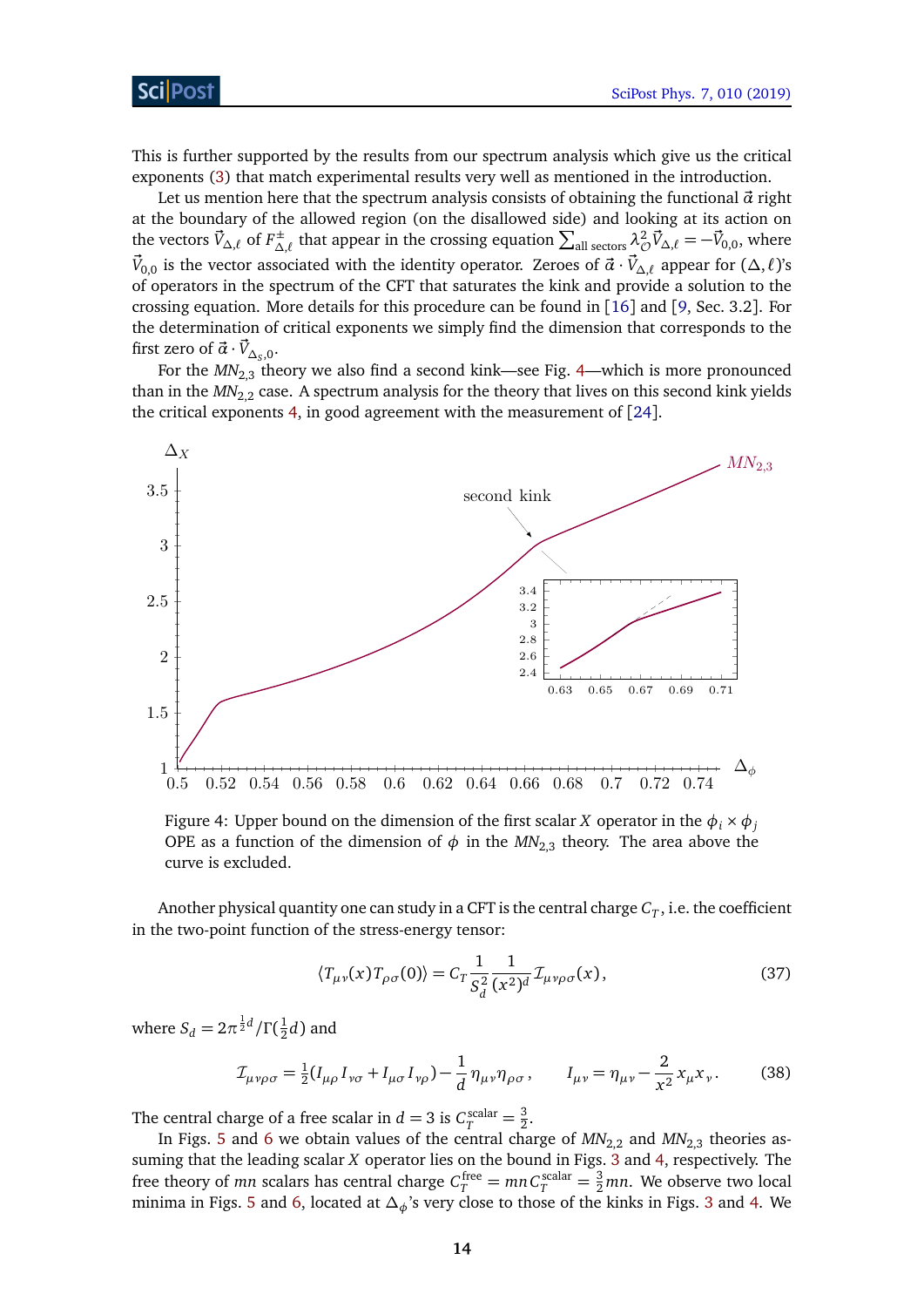This is further supported by the results from our spectrum analysis which give us the critical exponents (3) that match experimental results very well as mentioned in the introduction.

Let us mention here that the spectrum analysis consists of obtaining the functional $\vec{\alpha}$ right at the boundary of the allowed region (on the disallowed side) and looking at its action on the vectors $\vec{V}_{\Delta,\ell}$ of $F^{\pm}_{\Delta,\ell}$ that appear in the crossing equation $\sum_{\text{all sectors}} \lambda^2_{\mathcal{O}} \vec{V}_{\Delta,\ell} = -\vec{V}_{0,0}$, where $\vec{V}_{0,0}$ is the vector associated with the identity operator. Zeroes of $\vec{\alpha}\cdot\vec{V}_{\Delta,\ell}$ appear for $(\Delta,\ell)$'s of operators in the spectrum of the CFT that saturates the kink and provide a solution to the crossing equation. More details for this procedure can be found in [16] and [9, Sec. 3.2]. For the determination of critical exponents we simply find the dimension that corresponds to the first zero of $\vec{\alpha}\cdot\vec{V}_{\Delta_s,0}$.

For the $MN_{2,3}$ theory we also find a second kink—see Fig. 4—which is more pronounced than in the $MN_{2,2}$ case. A spectrum analysis for the theory that lives on this second kink yields the critical exponents 4, in good agreement with the measurement of [24].

Figure 4: Upper bound on the dimension of the first scalar $X$ operator in the $\phi_i \times \phi_j$ OPE as a function of the dimension of $\phi$ in the $MN_{2,3}$ theory. The area above the curve is excluded.

Another physical quantity one can study in a CFT is the central charge $C_T$, i.e. the coefficient in the two-point function of the stress-energy tensor:

$$\langle T_{\mu\nu}(x) T_{\rho\sigma}(0)\rangle = C_T \frac{1}{S_d^2} \frac{1}{(x^2)^d} \mathcal{I}_{\mu\nu\rho\sigma}(x), \tag{37}$$

where $S_d = 2\pi^{\frac{1}{2}d}/\Gamma(\frac{1}{2}d)$ and

$$\mathcal{I}_{\mu\nu\rho\sigma} = \tfrac{1}{2}(I_{\mu\rho}I_{\nu\sigma} + I_{\mu\sigma}I_{\nu\rho}) - \frac{1}{d}\eta_{\mu\nu}\eta_{\rho\sigma}, \qquad I_{\mu\nu} = \eta_{\mu\nu} - \frac{2}{x^2}x_\mu x_\nu. \tag{38}$$

The central charge of a free scalar in $d=3$ is $C_T^{\text{scalar}} = \frac{3}{2}$.

In Figs. 5 and 6 we obtain values of the central charge of $MN_{2,2}$ and $MN_{2,3}$ theories assuming that the leading scalar $X$ operator lies on the bound in Figs. 3 and 4, respectively. The free theory of $mn$ scalars has central charge $C_T^{\text{free}} = mnC_T^{\text{scalar}} = \frac{3}{2}mn$. We observe two local minima in Figs. 5 and 6, located at $\Delta_\phi$'s very close to those of the kinks in Figs. 3 and 4. We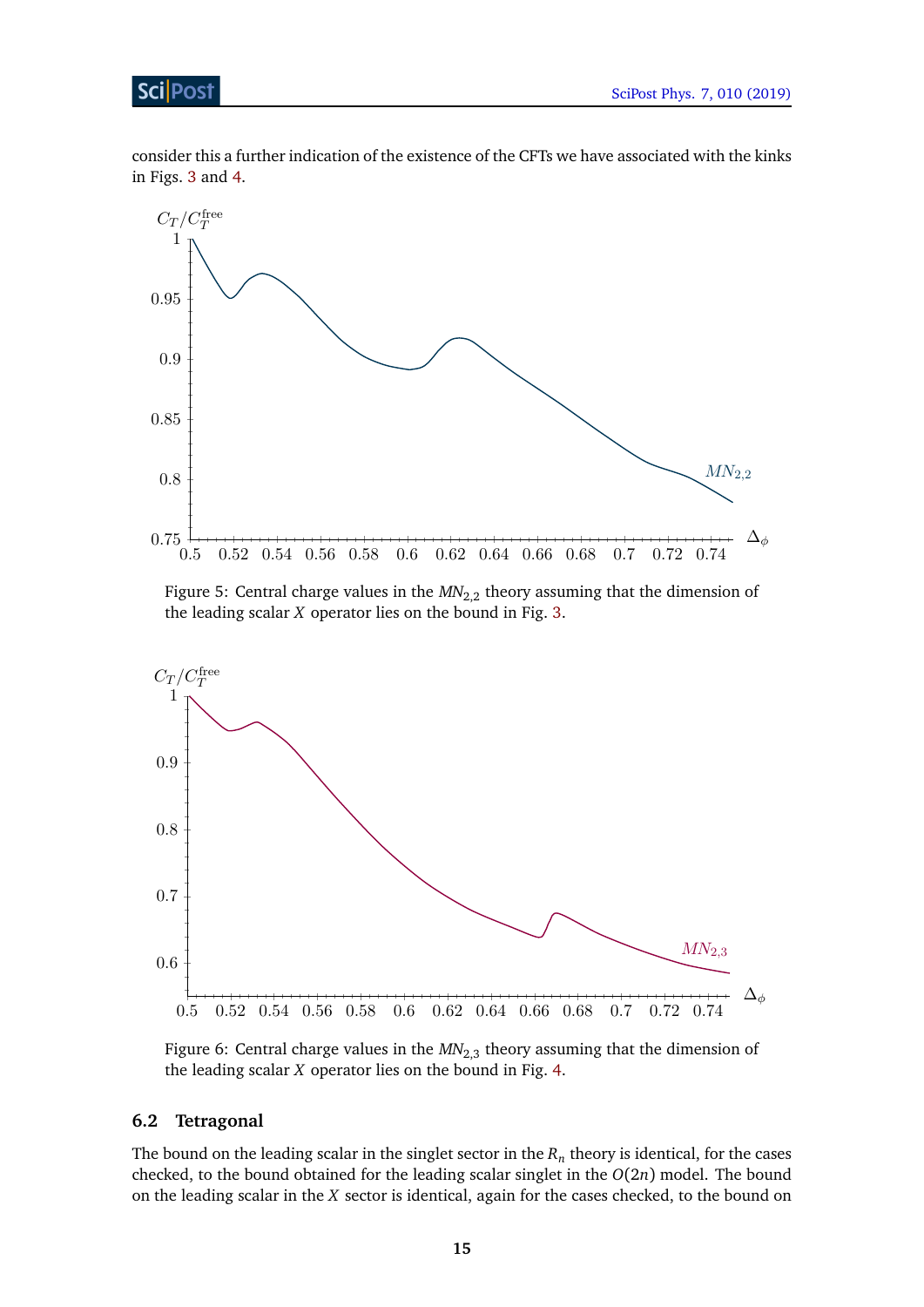consider this a further indication of the existence of the CFTs we have associated with the kinks in Figs. 3 and 4.

Figure 5: Central charge values in the $MN_{2,2}$ theory assuming that the dimension of the leading scalar $X$ operator lies on the bound in Fig. 3.

Figure 6: Central charge values in the $MN_{2,3}$ theory assuming that the dimension of the leading scalar $X$ operator lies on the bound in Fig. 4.

### 6.2 Tetragonal

The bound on the leading scalar in the singlet sector in the $R_n$ theory is identical, for the cases checked, to the bound obtained for the leading scalar singlet in the $O(2n)$ model. The bound on the leading scalar in the $X$ sector is identical, again for the cases checked, to the bound on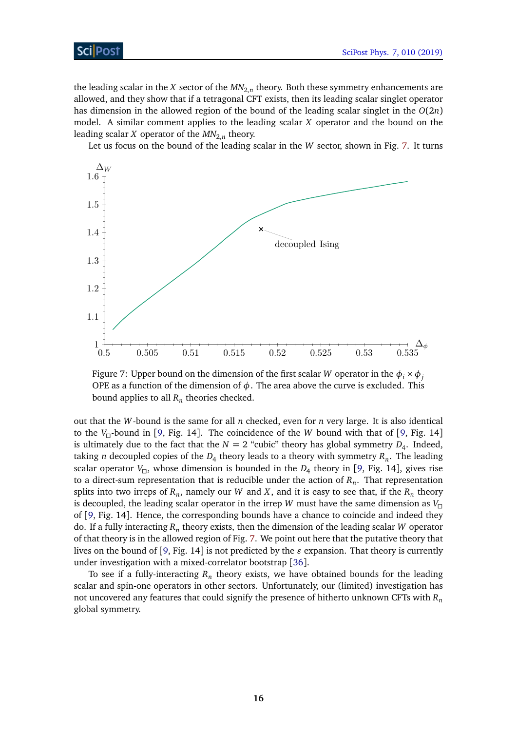the leading scalar in the $X$ sector of the $MN_{2,n}$ theory. Both these symmetry enhancements are allowed, and they show that if a tetragonal CFT exists, then its leading scalar singlet operator has dimension in the allowed region of the bound of the leading scalar singlet in the $O(2n)$ model. A similar comment applies to the leading scalar $X$ operator and the bound on the leading scalar $X$ operator of the $MN_{2,n}$ theory.

Let us focus on the bound of the leading scalar in the $W$ sector, shown in Fig. 7. It turns out that the $W$-bound is the same for all $n$ checked, even for $n$ very large. It is also identical to the $V_{\square}$-bound in [9, Fig. 14]. The coincidence of the $W$ bound with that of [9, Fig. 14] is ultimately due to the fact that the $N = 2$ "cubic" theory has global symmetry $D_4$. Indeed, taking $n$ decoupled copies of the $D_4$ theory leads to a theory with symmetry $R_n$. The leading scalar operator $V_{\square}$, whose dimension is bounded in the $D_4$ theory in [9, Fig. 14], gives rise to a direct-sum representation that is reducible under the action of $R_n$. That representation splits into two irreps of $R_n$, namely our $W$ and $X$, and it is easy to see that, if the $R_n$ theory is decoupled, the leading scalar operator in the irrep $W$ must have the same dimension as $V_{\square}$ of [9, Fig. 14]. Hence, the corresponding bounds have a chance to coincide and indeed they do. If a fully interacting $R_n$ theory exists, then the dimension of the leading scalar $W$ operator of that theory is in the allowed region of Fig. 7. We point out here that the putative theory that lives on the bound of [9, Fig. 14] is not predicted by the $\varepsilon$ expansion. That theory is currently under investigation with a mixed-correlator bootstrap [36].

Figure 7: Upper bound on the dimension of the first scalar $W$ operator in the $\phi_i \times \phi_j$ OPE as a function of the dimension of $\phi$. The area above the curve is excluded. This bound applies to all $R_n$ theories checked.

To see if a fully-interacting $R_n$ theory exists, we have obtained bounds for the leading scalar and spin-one operators in other sectors. Unfortunately, our (limited) investigation has not uncovered any features that could signify the presence of hitherto unknown CFTs with $R_n$ global symmetry.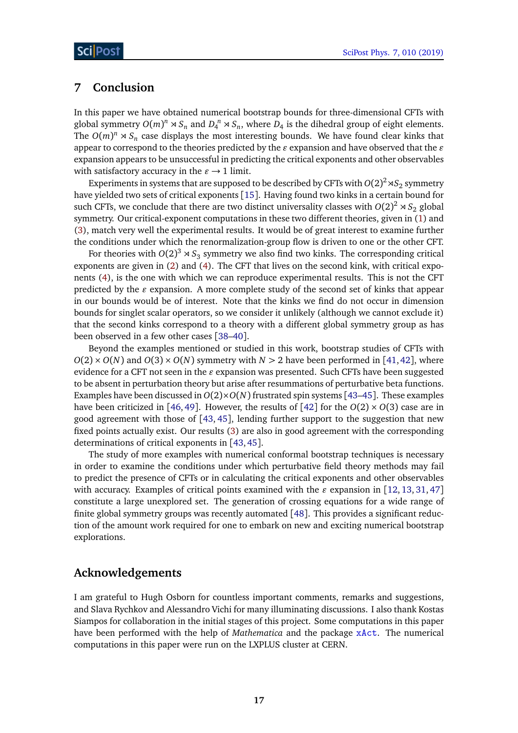## 7 Conclusion

In this paper we have obtained numerical bootstrap bounds for three-dimensional CFTs with global symmetry $O(m)^n \rtimes S_n$ and $D_4{}^n \rtimes S_n$, where $D_4$ is the dihedral group of eight elements. The $O(m)^n \rtimes S_n$ case displays the most interesting bounds. We have found clear kinks that appear to correspond to the theories predicted by the $\varepsilon$ expansion and have observed that the $\varepsilon$ expansion appears to be unsuccessful in predicting the critical exponents and other observables with satisfactory accuracy in the $\varepsilon \to 1$ limit.

Experiments in systems that are supposed to be described by CFTs with $O(2)^2 \rtimes S_2$ symmetry have yielded two sets of critical exponents [15]. Having found two kinks in a certain bound for such CFTs, we conclude that there are two distinct universality classes with $O(2)^2 \rtimes S_2$ global symmetry. Our critical-exponent computations in these two different theories, given in (1) and (3), match very well the experimental results. It would be of great interest to examine further the conditions under which the renormalization-group flow is driven to one or the other CFT.

For theories with $O(2)^3 \rtimes S_3$ symmetry we also find two kinks. The corresponding critical exponents are given in (2) and (4). The CFT that lives on the second kink, with critical exponents (4), is the one with which we can reproduce experimental results. This is not the CFT predicted by the $\varepsilon$ expansion. A more complete study of the second set of kinks that appear in our bounds would be of interest. Note that the kinks we find do not occur in dimension bounds for singlet scalar operators, so we consider it unlikely (although we cannot exclude it) that the second kinks correspond to a theory with a different global symmetry group as has been observed in a few other cases [38–40].

Beyond the examples mentioned or studied in this work, bootstrap studies of CFTs with $O(2) \times O(N)$ and $O(3) \times O(N)$ symmetry with $N > 2$ have been performed in [41, 42], where evidence for a CFT not seen in the $\varepsilon$ expansion was presented. Such CFTs have been suggested to be absent in perturbation theory but arise after resummations of perturbative beta functions. Examples have been discussed in $O(2)\times O(N)$ frustrated spin systems [43–45]. These examples have been criticized in [46, 49]. However, the results of [42] for the $O(2) \times O(3)$ case are in good agreement with those of [43, 45], lending further support to the suggestion that new fixed points actually exist. Our results (3) are also in good agreement with the corresponding determinations of critical exponents in [43, 45].

The study of more examples with numerical conformal bootstrap techniques is necessary in order to examine the conditions under which perturbative field theory methods may fail to predict the presence of CFTs or in calculating the critical exponents and other observables with accuracy. Examples of critical points examined with the $\varepsilon$ expansion in [12, 13, 31, 47] constitute a large unexplored set. The generation of crossing equations for a wide range of finite global symmetry groups was recently automated [48]. This provides a significant reduction of the amount work required for one to embark on new and exciting numerical bootstrap explorations.

## Acknowledgements

I am grateful to Hugh Osborn for countless important comments, remarks and suggestions, and Slava Rychkov and Alessandro Vichi for many illuminating discussions. I also thank Kostas Siampos for collaboration in the initial stages of this project. Some computations in this paper have been performed with the help of *Mathematica* and the package `xAct`. The numerical computations in this paper were run on the LXPLUS cluster at CERN.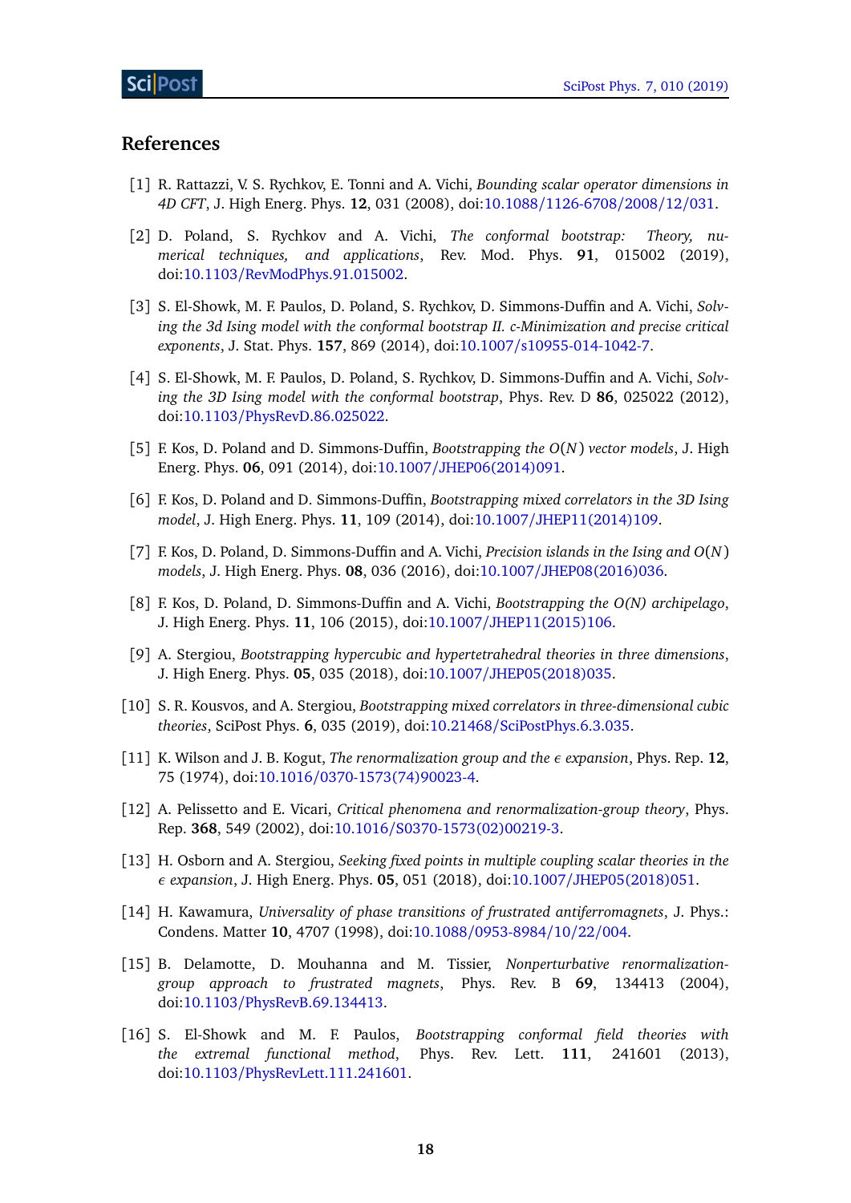## References

[1] R. Rattazzi, V. S. Rychkov, E. Tonni and A. Vichi, *Bounding scalar operator dimensions in 4D CFT*, J. High Energ. Phys. **12**, 031 (2008), doi:10.1088/1126-6708/2008/12/031.

[2] D. Poland, S. Rychkov and A. Vichi, *The conformal bootstrap: Theory, numerical techniques, and applications*, Rev. Mod. Phys. **91**, 015002 (2019), doi:10.1103/RevModPhys.91.015002.

[3] S. El-Showk, M. F. Paulos, D. Poland, S. Rychkov, D. Simmons-Duffin and A. Vichi, *Solving the 3d Ising model with the conformal bootstrap II. c-Minimization and precise critical exponents*, J. Stat. Phys. **157**, 869 (2014), doi:10.1007/s10955-014-1042-7.

[4] S. El-Showk, M. F. Paulos, D. Poland, S. Rychkov, D. Simmons-Duffin and A. Vichi, *Solving the 3D Ising model with the conformal bootstrap*, Phys. Rev. D **86**, 025022 (2012), doi:10.1103/PhysRevD.86.025022.

[5] F. Kos, D. Poland and D. Simmons-Duffin, *Bootstrapping the $O(N)$ vector models*, J. High Energ. Phys. **06**, 091 (2014), doi:10.1007/JHEP06(2014)091.

[6] F. Kos, D. Poland and D. Simmons-Duffin, *Bootstrapping mixed correlators in the 3D Ising model*, J. High Energ. Phys. **11**, 109 (2014), doi:10.1007/JHEP11(2014)109.

[7] F. Kos, D. Poland, D. Simmons-Duffin and A. Vichi, *Precision islands in the Ising and $O(N)$ models*, J. High Energ. Phys. **08**, 036 (2016), doi:10.1007/JHEP08(2016)036.

[8] F. Kos, D. Poland, D. Simmons-Duffin and A. Vichi, *Bootstrapping the O(N) archipelago*, J. High Energ. Phys. **11**, 106 (2015), doi:10.1007/JHEP11(2015)106.

[9] A. Stergiou, *Bootstrapping hypercubic and hypertetrahedral theories in three dimensions*, J. High Energ. Phys. **05**, 035 (2018), doi:10.1007/JHEP05(2018)035.

[10] S. R. Kousvos, and A. Stergiou, *Bootstrapping mixed correlators in three-dimensional cubic theories*, SciPost Phys. **6**, 035 (2019), doi:10.21468/SciPostPhys.6.3.035.

[11] K. Wilson and J. B. Kogut, *The renormalization group and the $\epsilon$ expansion*, Phys. Rep. **12**, 75 (1974), doi:10.1016/0370-1573(74)90023-4.

[12] A. Pelissetto and E. Vicari, *Critical phenomena and renormalization-group theory*, Phys. Rep. **368**, 549 (2002), doi:10.1016/S0370-1573(02)00219-3.

[13] H. Osborn and A. Stergiou, *Seeking fixed points in multiple coupling scalar theories in the $\epsilon$ expansion*, J. High Energ. Phys. **05**, 051 (2018), doi:10.1007/JHEP05(2018)051.

[14] H. Kawamura, *Universality of phase transitions of frustrated antiferromagnets*, J. Phys.: Condens. Matter **10**, 4707 (1998), doi:10.1088/0953-8984/10/22/004.

[15] B. Delamotte, D. Mouhanna and M. Tissier, *Nonperturbative renormalization-group approach to frustrated magnets*, Phys. Rev. B **69**, 134413 (2004), doi:10.1103/PhysRevB.69.134413.

[16] S. El-Showk and M. F. Paulos, *Bootstrapping conformal field theories with the extremal functional method*, Phys. Rev. Lett. **111**, 241601 (2013), doi:10.1103/PhysRevLett.111.241601.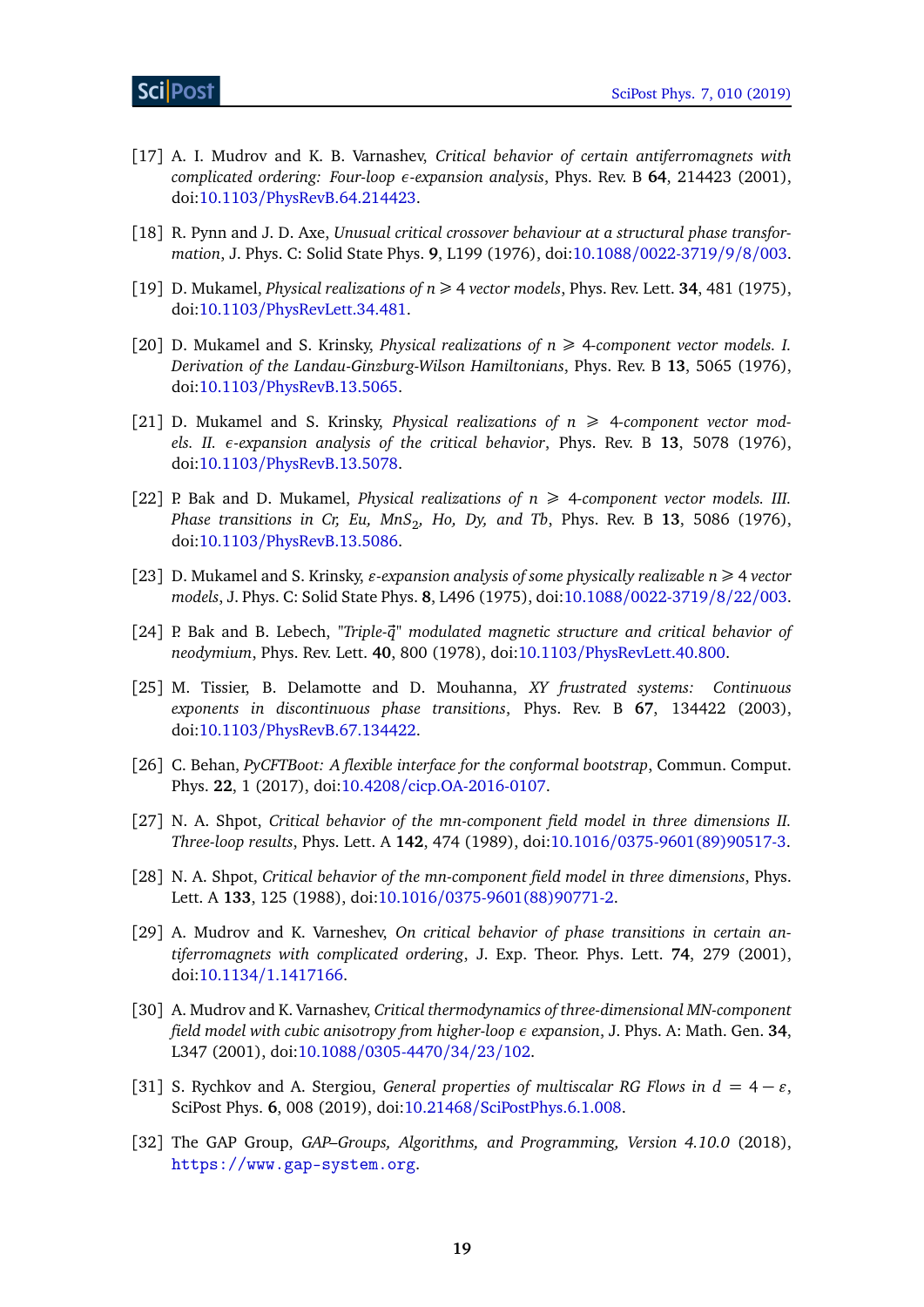[17] A. I. Mudrov and K. B. Varnashev, *Critical behavior of certain antiferromagnets with complicated ordering: Four-loop $\epsilon$-expansion analysis*, Phys. Rev. B **64**, 214423 (2001), doi:10.1103/PhysRevB.64.214423.

[18] R. Pynn and J. D. Axe, *Unusual critical crossover behaviour at a structural phase transformation*, J. Phys. C: Solid State Phys. **9**, L199 (1976), doi:10.1088/0022-3719/9/8/003.

[19] D. Mukamel, *Physical realizations of $n \geqslant 4$ vector models*, Phys. Rev. Lett. **34**, 481 (1975), doi:10.1103/PhysRevLett.34.481.

[20] D. Mukamel and S. Krinsky, *Physical realizations of $n \geqslant 4$-component vector models. I. Derivation of the Landau-Ginzburg-Wilson Hamiltonians*, Phys. Rev. B **13**, 5065 (1976), doi:10.1103/PhysRevB.13.5065.

[21] D. Mukamel and S. Krinsky, *Physical realizations of $n \geqslant 4$-component vector models. II. $\epsilon$-expansion analysis of the critical behavior*, Phys. Rev. B **13**, 5078 (1976), doi:10.1103/PhysRevB.13.5078.

[22] P. Bak and D. Mukamel, *Physical realizations of $n \geqslant 4$-component vector models. III. Phase transitions in Cr, Eu, $MnS_2$, Ho, Dy, and Tb*, Phys. Rev. B **13**, 5086 (1976), doi:10.1103/PhysRevB.13.5086.

[23] D. Mukamel and S. Krinsky, *$\varepsilon$-expansion analysis of some physically realizable $n \geqslant 4$ vector models*, J. Phys. C: Solid State Phys. **8**, L496 (1975), doi:10.1088/0022-3719/8/22/003.

[24] P. Bak and B. Lebech, *"Triple-$\vec{q}$" modulated magnetic structure and critical behavior of neodymium*, Phys. Rev. Lett. **40**, 800 (1978), doi:10.1103/PhysRevLett.40.800.

[25] M. Tissier, B. Delamotte and D. Mouhanna, *XY frustrated systems: Continuous exponents in discontinuous phase transitions*, Phys. Rev. B **67**, 134422 (2003), doi:10.1103/PhysRevB.67.134422.

[26] C. Behan, *PyCFTBoot: A flexible interface for the conformal bootstrap*, Commun. Comput. Phys. **22**, 1 (2017), doi:10.4208/cicp.OA-2016-0107.

[27] N. A. Shpot, *Critical behavior of the mn-component field model in three dimensions II. Three-loop results*, Phys. Lett. A **142**, 474 (1989), doi:10.1016/0375-9601(89)90517-3.

[28] N. A. Shpot, *Critical behavior of the mn-component field model in three dimensions*, Phys. Lett. A **133**, 125 (1988), doi:10.1016/0375-9601(88)90771-2.

[29] A. Mudrov and K. Varneshev, *On critical behavior of phase transitions in certain antiferromagnets with complicated ordering*, J. Exp. Theor. Phys. Lett. **74**, 279 (2001), doi:10.1134/1.1417166.

[30] A. Mudrov and K. Varnashev, *Critical thermodynamics of three-dimensional MN-component field model with cubic anisotropy from higher-loop $\epsilon$ expansion*, J. Phys. A: Math. Gen. **34**, L347 (2001), doi:10.1088/0305-4470/34/23/102.

[31] S. Rychkov and A. Stergiou, *General properties of multiscalar RG Flows in $d = 4 - \varepsilon$*, SciPost Phys. **6**, 008 (2019), doi:10.21468/SciPostPhys.6.1.008.

[32] The GAP Group, *GAP–Groups, Algorithms, and Programming, Version 4.10.0* (2018), https://www.gap-system.org.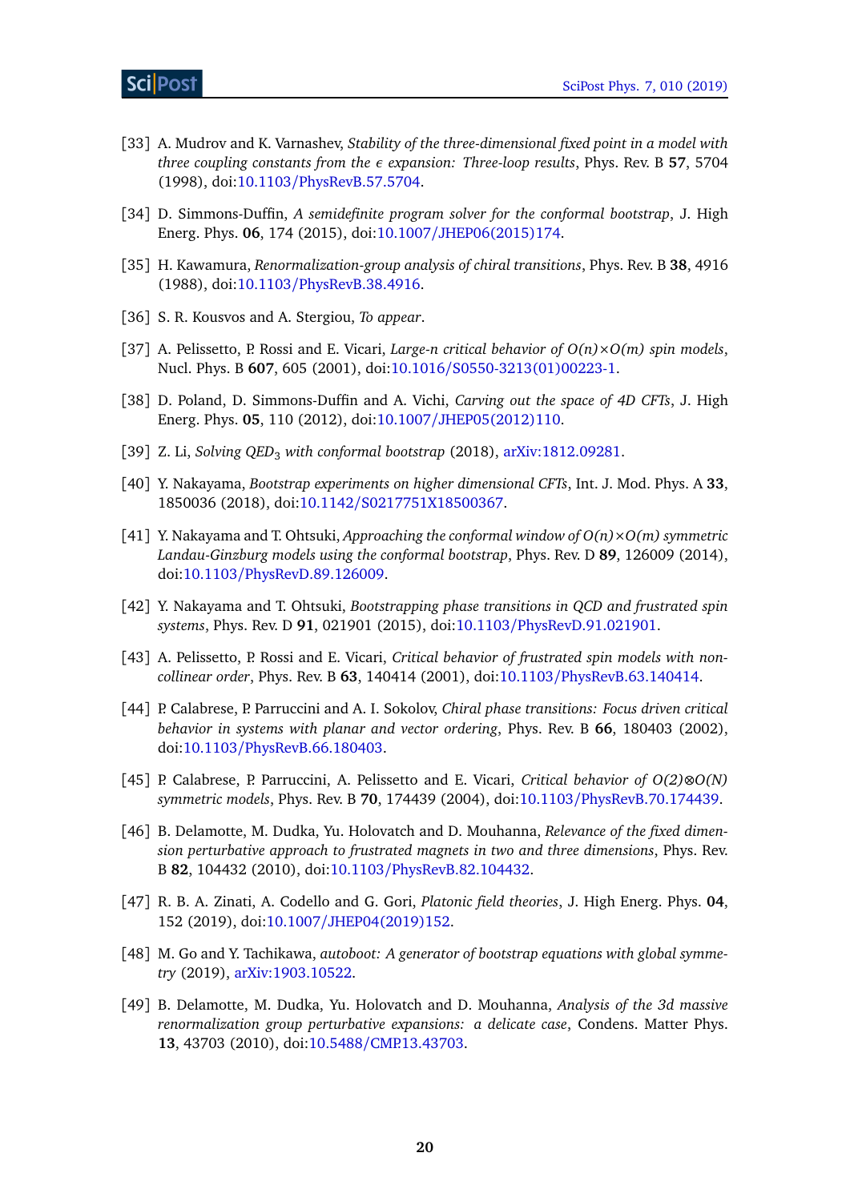[33] A. Mudrov and K. Varnashev, *Stability of the three-dimensional fixed point in a model with three coupling constants from the $\epsilon$ expansion: Three-loop results*, Phys. Rev. B **57**, 5704 (1998), doi:10.1103/PhysRevB.57.5704.

[34] D. Simmons-Duffin, *A semidefinite program solver for the conformal bootstrap*, J. High Energ. Phys. **06**, 174 (2015), doi:10.1007/JHEP06(2015)174.

[35] H. Kawamura, *Renormalization-group analysis of chiral transitions*, Phys. Rev. B **38**, 4916 (1988), doi:10.1103/PhysRevB.38.4916.

[36] S. R. Kousvos and A. Stergiou, *To appear*.

[37] A. Pelissetto, P. Rossi and E. Vicari, *Large-n critical behavior of O(n)×O(m) spin models*, Nucl. Phys. B **607**, 605 (2001), doi:10.1016/S0550-3213(01)00223-1.

[38] D. Poland, D. Simmons-Duffin and A. Vichi, *Carving out the space of 4D CFTs*, J. High Energ. Phys. **05**, 110 (2012), doi:10.1007/JHEP05(2012)110.

[39] Z. Li, *Solving QED$_3$ with conformal bootstrap* (2018), arXiv:1812.09281.

[40] Y. Nakayama, *Bootstrap experiments on higher dimensional CFTs*, Int. J. Mod. Phys. A **33**, 1850036 (2018), doi:10.1142/S0217751X18500367.

[41] Y. Nakayama and T. Ohtsuki, *Approaching the conformal window of O(n)×O(m) symmetric Landau-Ginzburg models using the conformal bootstrap*, Phys. Rev. D **89**, 126009 (2014), doi:10.1103/PhysRevD.89.126009.

[42] Y. Nakayama and T. Ohtsuki, *Bootstrapping phase transitions in QCD and frustrated spin systems*, Phys. Rev. D **91**, 021901 (2015), doi:10.1103/PhysRevD.91.021901.

[43] A. Pelissetto, P. Rossi and E. Vicari, *Critical behavior of frustrated spin models with noncollinear order*, Phys. Rev. B **63**, 140414 (2001), doi:10.1103/PhysRevB.63.140414.

[44] P. Calabrese, P. Parruccini and A. I. Sokolov, *Chiral phase transitions: Focus driven critical behavior in systems with planar and vector ordering*, Phys. Rev. B **66**, 180403 (2002), doi:10.1103/PhysRevB.66.180403.

[45] P. Calabrese, P. Parruccini, A. Pelissetto and E. Vicari, *Critical behavior of O(2)⊗O(N) symmetric models*, Phys. Rev. B **70**, 174439 (2004), doi:10.1103/PhysRevB.70.174439.

[46] B. Delamotte, M. Dudka, Yu. Holovatch and D. Mouhanna, *Relevance of the fixed dimension perturbative approach to frustrated magnets in two and three dimensions*, Phys. Rev. B **82**, 104432 (2010), doi:10.1103/PhysRevB.82.104432.

[47] R. B. A. Zinati, A. Codello and G. Gori, *Platonic field theories*, J. High Energ. Phys. **04**, 152 (2019), doi:10.1007/JHEP04(2019)152.

[48] M. Go and Y. Tachikawa, *autoboot: A generator of bootstrap equations with global symmetry* (2019), arXiv:1903.10522.

[49] B. Delamotte, M. Dudka, Yu. Holovatch and D. Mouhanna, *Analysis of the 3d massive renormalization group perturbative expansions: a delicate case*, Condens. Matter Phys. **13**, 43703 (2010), doi:10.5488/CMP.13.43703.